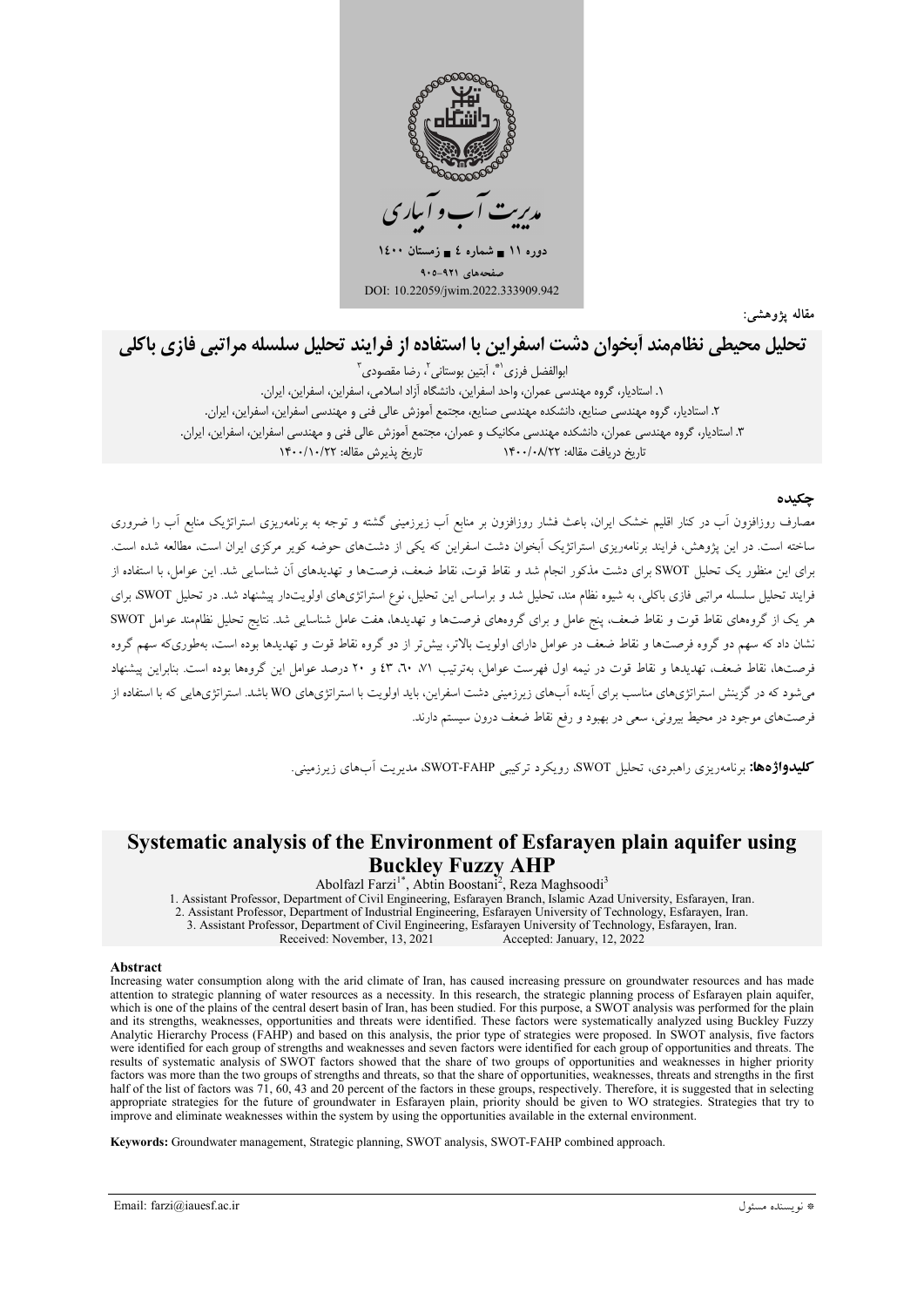مدیریت آب و آبیاری

دوره ۱۱ ■ شماره ٤ ■ زمستان ۱٤۰۰

صفحه‌های ۹۲۱-۹۰۵

DOI: 10.22059/jwim.2022.333909.942

مقاله پژوهشی:

# تحلیل محیطی نظام‌مند آبخوان دشت اسفراین با استفاده از فرایند تحلیل سلسله مراتبی فازی باکلی

ابوالفضل فرزی[۱*]، آبتین بوستانی[۲]، رضا مقصودی[۳]

۱. استادیار، گروه مهندسی عمران، واحد اسفراین، دانشگاه آزاد اسلامی، اسفراین، ایران.
۲. استادیار، گروه مهندسی صنایع، دانشکده مهندسی صنایع، مجتمع آموزش عالی فنی و مهندسی اسفراین، اسفراین، ایران.
۳. استادیار، گروه مهندسی عمران، دانشکده مهندسی مکانیک و عمران، مجتمع آموزش عالی فنی و مهندسی اسفراین، اسفراین، ایران.

تاریخ دریافت مقاله: ۱۴۰۰/۰۸/۲۲ — تاریخ پذیرش مقاله: ۱۴۰۰/۱۰/۲۲

## چکیده

مصارف روزافزون آب در کنار اقلیم خشک ایران، باعث فشار روزافزون بر منابع آب زیرزمینی گشته و توجه به برنامه‌ریزی استراتژیک منابع آب را ضروری ساخته است. در این پژوهش، فرایند برنامه‌ریزی استراتژیک آبخوان دشت اسفراین که یکی از دشت‌های حوضه کویر مرکزی ایران است، مطالعه شده است. برای این منظور یک تحلیل SWOT برای دشت مذکور انجام شد و نقاط قوت، نقاط ضعف، فرصت‌ها و تهدیدهای آن شناسایی شد. این عوامل، با استفاده از فرایند تحلیل سلسله مراتبی فازی باکلی، به شیوه نظام مند، تحلیل شد و براساس این تحلیل، نوع استراتژی‌های اولویت‌دار پیشنهاد شد. در تحلیل SWOT، برای هر یک از گروه‌های نقاط قوت و نقاط ضعف، پنج عامل و برای گروه‌های فرصت‌ها و تهدیدها، هفت عامل شناسایی شد. نتایج تحلیل نظام‌مند عوامل SWOT نشان داد که سهم دو گروه فرصت‌ها و نقاط ضعف در عوامل دارای اولویت بالاتر، بیش‌تر از دو گروه نقاط قوت و تهدیدها بوده است، به‌طوری‌که سهم گروه فرصت‌ها، نقاط ضعف، تهدیدها و نقاط قوت در نیمه اول فهرست عوامل، به‌ترتیب ۷۱، ۶۰، ۴۳ و ۲۰ درصد عوامل این گروه‌ها بوده است. بنابراین پیشنهاد می‌شود که در گزینش استراتژی‌های مناسب برای آینده آب‌های زیرزمینی دشت اسفراین، باید اولویت با استراتژی‌های WO باشد. استراتژی‌هایی که با استفاده از فرصت‌های موجود در محیط بیرونی، سعی در بهبود و رفع نقاط ضعف درون سیستم دارند.

**کلیدواژه‌ها:** برنامه‌ریزی راهبردی، تحلیل SWOT، رویکرد ترکیبی SWOT-FAHP، مدیریت آب‌های زیرزمینی.

# Systematic analysis of the Environment of Esfarayen plain aquifer using Buckley Fuzzy AHP

Abolfazl Farzi[1*], Abtin Boostani[2], Reza Maghsoodi[3]

1. Assistant Professor, Department of Civil Engineering, Esfarayen Branch, Islamic Azad University, Esfarayen, Iran.
2. Assistant Professor, Department of Industrial Engineering, Esfarayen University of Technology, Esfarayen, Iran.
3. Assistant Professor, Department of Civil Engineering, Esfarayen University of Technology, Esfarayen, Iran.

Received: November, 13, 2021 — Accepted: January, 12, 2022

## Abstract

Increasing water consumption along with the arid climate of Iran, has caused increasing pressure on groundwater resources and has made attention to strategic planning of water resources as a necessity. In this research, the strategic planning process of Esfarayen plain aquifer, which is one of the plains of the central desert basin of Iran, has been studied. For this purpose, a SWOT analysis was performed for the plain and its strengths, weaknesses, opportunities and threats were identified. These factors were systematically analyzed using Buckley Fuzzy Analytic Hierarchy Process (FAHP) and based on this analysis, the prior type of strategies were proposed. In SWOT analysis, five factors were identified for each group of strengths and weaknesses and seven factors were identified for each group of opportunities and threats. The results of systematic analysis of SWOT factors showed that the share of two groups of opportunities and weaknesses in higher priority factors was more than the two groups of strengths and threats, so that the share of opportunities, weaknesses, threats and strengths in the first half of the list of factors was 71, 60, 43 and 20 percent of the factors in these groups, respectively. Therefore, it is suggested that in selecting appropriate strategies for the future of groundwater in Esfarayen plain, priority should be given to WO strategies. Strategies that try to improve and eliminate weaknesses within the system by using the opportunities available in the external environment.

**Keywords:** Groundwater management, Strategic planning, SWOT analysis, SWOT-FAHP combined approach.

* نویسنده مسئول — Email: farzi@iauesf.ac.ir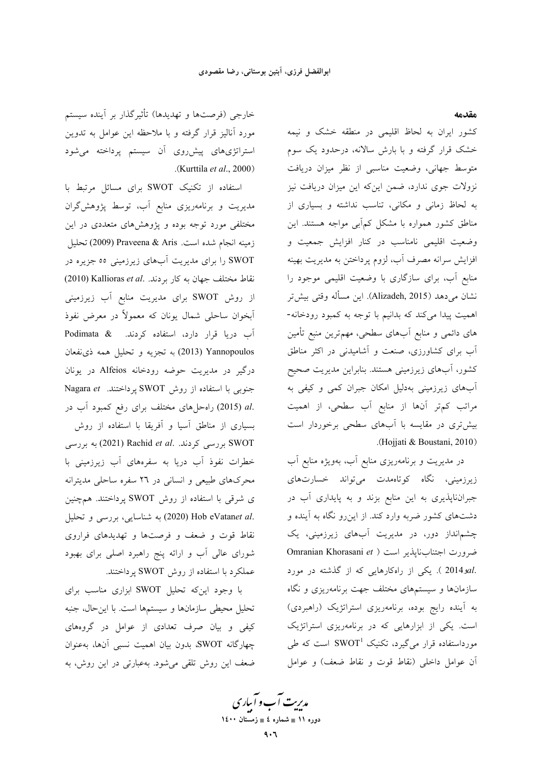## مقدمه

کشور ایران به لحاظ اقلیمی در منطقه خشک و نیمه خشک قرار گرفته و با بارش سالانه، درحدود یک سوم متوسط جهانی، وضعیت مناسبی از نظر میزان دریافت نزولات جوی ندارد، ضمن اینکه این میزان دریافت نیز به لحاظ زمانی و مکانی، تناسب نداشته و بسیاری از مناطق کشور همواره با مشکل کم‌آبی مواجه هستند. این وضعیت اقلیمی نامناسب در کنار افزایش جمعیت و افزایش سرانه مصرف آب، لزوم پرداختن به مدیریت بهینه منابع آب، برای سازگاری با وضعیت اقلیمی موجود را نشان می‌دهد (Alizadeh, 2015). این مسأله وقتی بیش‌تر اهمیت پیدا می‌کند که بدانیم با توجه به کمبود رودخانه‌های دائمی و منابع آب‌های سطحی، مهم‌ترین منبع تأمین آب برای کشاورزی، صنعت و آشامیدنی در اکثر مناطق کشور، آب‌های زیرزمینی هستند. بنابراین مدیریت صحیح آب‌های زیرزمینی به‌دلیل امکان جبران کمی و کیفی به مراتب کم‌تر آن‌ها از منابع آب سطحی، از اهمیت بیش‌تری در مقایسه با آب‌های سطحی برخوردار است (Hojjati & Boustani, 2010).

در مدیریت و برنامه‌ریزی منابع آب، به‌ویژه منابع آب زیرزمینی، نگاه کوتاه‌مدت می‌تواند خسارت‌های جبران‌ناپذیری به این منابع بزند و به پایداری آب در دشت‌های کشور ضربه وارد کند. از این‌رو نگاه به آینده و چشم‌انداز دور، در مدیریت آب‌های زیرزمینی، یک ضرورت اجتناب‌ناپذیر است (Omranian Khorasani *et al.*، 2014). یکی از راه‌کارهایی که از گذشته در مورد سازمان‌ها و سیستم‌های مختلف جهت برنامه‌ریزی و نگاه به آینده رایج بوده، برنامه‌ریزی استراتژیک (راهبردی) است. یکی از ابزارهایی که در برنامه‌ریزی استراتژیک مورداستفاده قرار می‌گیرد، تکنیک SWOT[1] است که طی آن عوامل داخلی (نقاط قوت و نقاط ضعف) و عوامل خارجی (فرصت‌ها و تهدیدها) تأثیرگذار بر آینده سیستم مورد آنالیز قرار گرفته و با ملاحظه این عوامل به تدوین استراتژی‌های پیش‌روی آن سیستم پرداخته می‌شود (Kurttila *et al.*, 2000).

استفاده از تکنیک SWOT برای مسائل مرتبط با مدیریت و برنامه‌ریزی منابع آب، توسط پژوهش‌گران مختلفی مورد توجه بوده و پژوهش‌های متعددی در این زمینه انجام شده است. Praveena & Aris (2009) تحلیل SWOT را برای مدیریت آب‌های زیرزمینی ۵۵ جزیره در نقاط مختلف جهان به کار بردند. Kallioras *et al.* (2010) از روش SWOT برای مدیریت منابع آب زیرزمینی آبخوان ساحلی شمال یونان که معمولاً در معرض نفوذ آب دریا قرار دارد، استفاده کردند. Podimata & Yannopoulos (2013) به تجزیه و تحلیل همه ذی‌نفعان درگیر در مدیریت حوضه رودخانه Alfeios در یونان جنوبی با استفاده از روش SWOT پرداختند. Nagara *et al.* (2015) راه‌حل‌های مختلف برای رفع کمبود آب در بسیاری از مناطق آسیا و آفریقا با استفاده از روش SWOT بررسی کردند. Rachid *et al.* (2021) به بررسی خطرات نفوذ آب دریا به سفره‌های آب زیرزمینی با محرک‌های طبیعی و انسانی در ۲۶ سفره ساحلی مدیترانه ی شرقی با استفاده از روش SWOT پرداختند. هم‌چنین Hob eVatan*et al.* (2020) به شناسایی، بررسی و تحلیل نقاط قوت و ضعف و فرصت‌ها و تهدیدهای فراروی شورای عالی آب و ارائه پنج راهبرد اصلی برای بهبود عملکرد با استفاده از روش SWOT پرداختند.

با وجود این‌که تحلیل SWOT ابزاری مناسب برای تحلیل محیطی سازمان‌ها و سیستم‌ها است. با این‌حال، جنبه کیفی و بیان صرف تعدادی از عوامل در گروه‌های چهارگانه SWOT، بدون بیان اهمیت نسبی آن‌ها، به‌عنوان ضعف این روش تلقی می‌شود. به‌عبارتی در این روش، به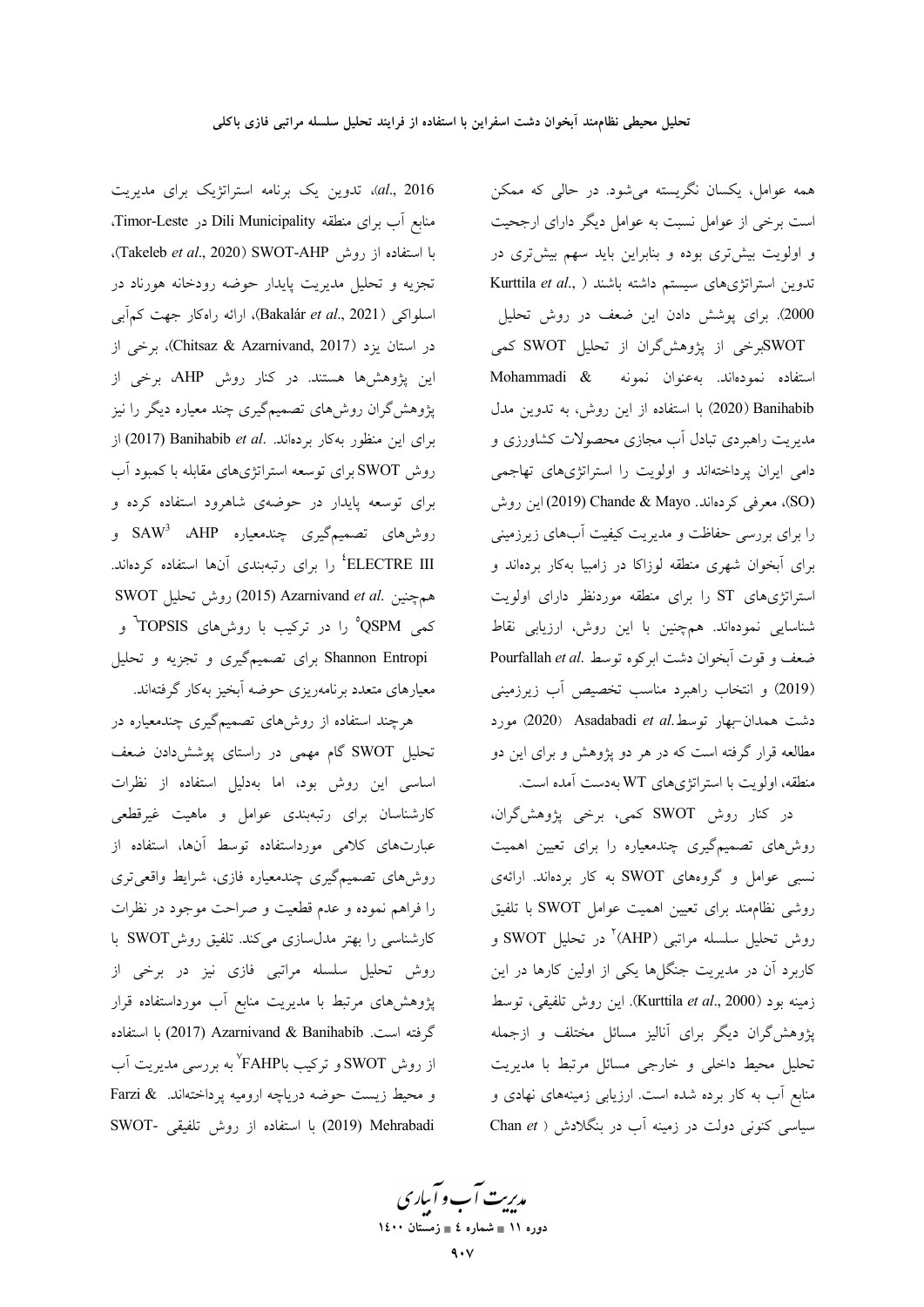همه عوامل، یکسان نگریسته می‌شود. در حالی که ممکن است برخی از عوامل نسبت به عوامل دیگر دارای ارجحیت و اولویت بیش‌تری بوده و بنابراین باید سهم بیش‌تری در تدوین استراتژی‌های سیستم داشته باشند (Kurttila *et al.*, 2000). برای پوشش دادن این ضعف در روش تحلیل SWOTبرخی از پژوهش‌گران از تحلیل SWOT کمی استفاده نموده‌اند. به‌عنوان نمونه Mohammadi & Banihabib (2020) با استفاده از این روش، به تدوین مدل مدیریت راهبردی تبادل آب مجازی محصولات کشاورزی و دامی ایران پرداخته‌اند و اولویت را استراتژی‌های تهاجمی (SO)، معرفی کرده‌اند. Chande & Mayo (2019) این روش را برای بررسی حفاظت و مدیریت کیفیت آب‌های زیرزمینی برای آبخوان شهری منطقه لوزاکا در زامبیا به‌کار برده‌اند و استراتژی‌های ST را برای منطقه موردنظر دارای اولویت شناسایی نموده‌اند. هم‌چنین با این روش، ارزیابی نقاط ضعف و قوت آبخوان دشت ابرکوه توسط Pourfallah *et al.* (2019) و انتخاب راهبرد مناسب تخصیص آب زیرزمینی دشت همدان-بهار توسط Asadabadi *et al.* (2020) مورد مطالعه قرار گرفته است که در هر دو پژوهش و برای این دو منطقه، اولویت با استراتژی‌های WT به‌دست آمده است.

در کنار روش SWOT کمی، برخی پژوهش‌گران، روش‌های تصمیم‌گیری چندمعیاره را برای تعیین اهمیت نسبی عوامل و گروه‌های SWOT به کار برده‌اند. ارائه‌ی روشی نظام‌مند برای تعیین اهمیت عوامل SWOT با تلفیق روش تحلیل سلسله مراتبی (AHP)[2] در تحلیل SWOT و کاربرد آن در مدیریت جنگل‌ها یکی از اولین کارها در این زمینه بود (Kurttila *et al.*, 2000). این روش تلفیقی، توسط پژوهش‌گران دیگر برای آنالیز مسائل مختلف و ازجمله تحلیل محیط داخلی و خارجی مسائل مرتبط با مدیریت منابع آب به کار برده شده است. ارزیابی زمینه‌های نهادی و سیاسی کنونی دولت در زمینه آب در بنگلادش (Chan *et al.*, 2016)، تدوین یک برنامه استراتژیک برای مدیریت منابع آب برای منطقه Dili Municipality در Timor-Leste، با استفاده از روش SWOT-AHP (Takeleb *et al.*, 2020)، تجزیه و تحلیل مدیریت پایدار حوضه رودخانه هورناد در اسلواکی (Bakalár *et al.*, 2021)، ارائه راه‌کار جهت کم‌آبی در استان یزد (Chitsaz & Azarnivand, 2017)، برخی از این پژوهش‌ها هستند. در کنار روش AHP، برخی از پژوهش‌گران روش‌های تصمیم‌گیری چند معیاره دیگر را نیز برای این منظور به‌کار برده‌اند. Banihabib *et al.* (2017) از روش SWOT برای توسعه استراتژی‌های مقابله با کمبود آب برای توسعه پایدار در حوضه‌ی شاهرود استفاده کرده و روش‌های تصمیم‌گیری چندمعیاره AHP، SAW[3] و ELECTRE III[4] را برای رتبه‌بندی آن‌ها استفاده کرده‌اند. هم‌چنین Azarnivand *et al.* (2015) روش تحلیل SWOT کمی QSPM[5] را در ترکیب با روش‌های TOPSIS[6] و Shannon Entropi برای تصمیم‌گیری و تجزیه و تحلیل معیارهای متعدد برنامه‌ریزی حوضه آبخیز به‌کار گرفته‌اند.

هرچند استفاده از روش‌های تصمیم‌گیری چندمعیاره در تحلیل SWOT گام مهمی در راستای پوشش‌دادن ضعف اساسی این روش بود، اما به‌دلیل استفاده از نظرات کارشناسان برای رتبه‌بندی عوامل و ماهیت غیرقطعی عبارت‌های کلامی مورداستفاده توسط آن‌ها، استفاده از روش‌های تصمیم‌گیری چندمعیاره فازی، شرایط واقعی‌تری را فراهم نموده و عدم قطعیت و صراحت موجود در نظرات کارشناسی را بهتر مدل‌سازی می‌کند. تلفیق روشSWOT با روش تحلیل سلسله مراتبی فازی نیز در برخی از پژوهش‌های مرتبط با مدیریت منابع آب مورداستفاده قرار گرفته است. Azarnivand & Banihabib (2017) با استفاده از روش SWOT و ترکیب باFAHP[7] به بررسی مدیریت آب و محیط زیست حوضه دریاچه ارومیه پرداخته‌اند. Farzi & Mehrabadi (2019) با استفاده از روش تلفیقی -SWOT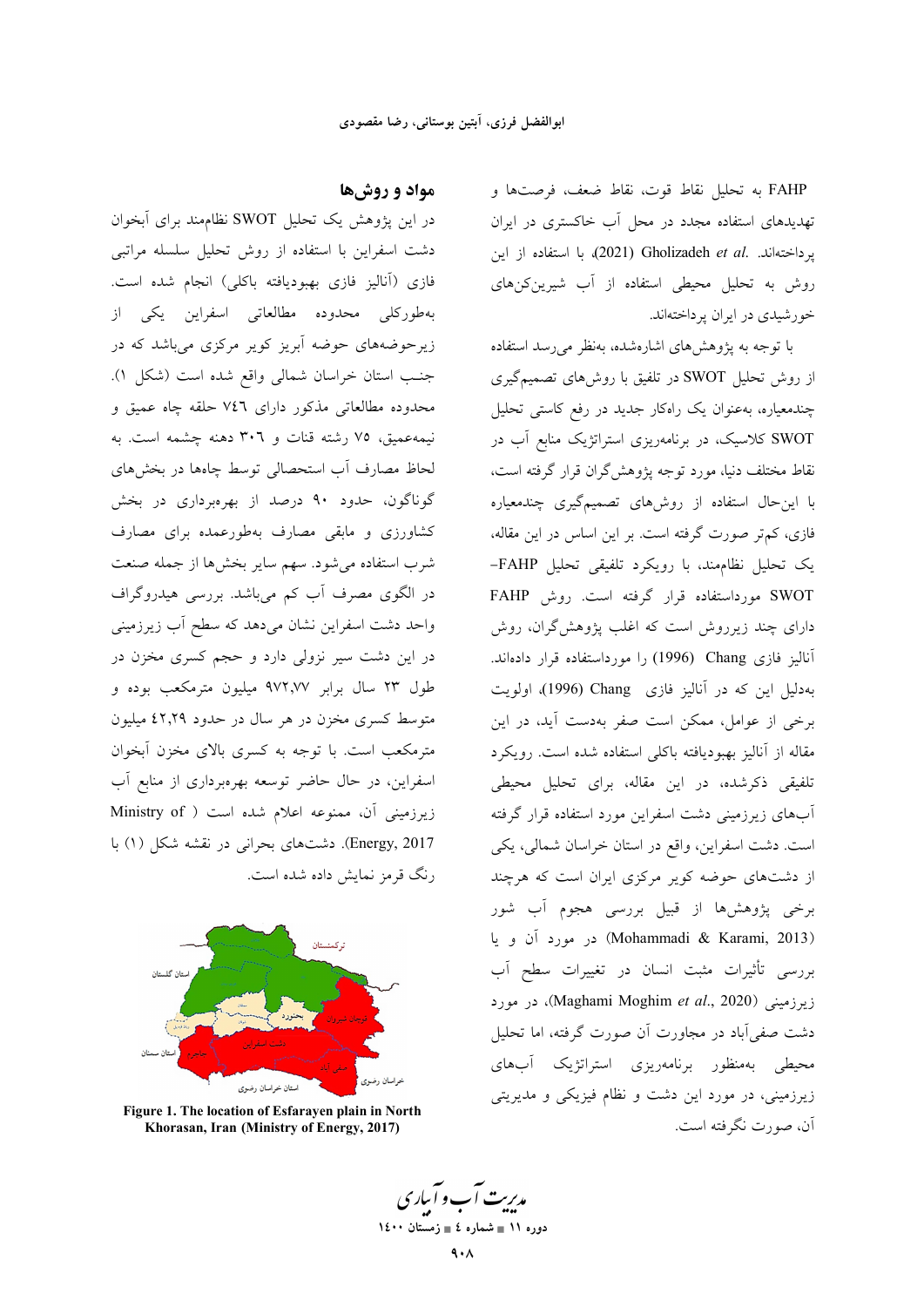FAHP به تحلیل نقاط قوت، نقاط ضعف، فرصت‌ها و تهدیدهای استفاده مجدد در محل آب خاکستری در ایران پرداخته‌اند. Gholizadeh *et al.* (2021)، با استفاده از این روش به تحلیل محیطی استفاده از آب شیرین‌کن‌های خورشیدی در ایران پرداخته‌اند.

با توجه به پژوهش‌های اشاره‌شده، به‌نظر می‌رسد استفاده از روش تحلیل SWOT در تلفیق با روش‌های تصمیم‌گیری چندمعیاره، به‌عنوان یک راه‌کار جدید در رفع کاستی تحلیل SWOT کلاسیک، در برنامه‌ریزی استراتژیک منابع آب در نقاط مختلف دنیا، مورد توجه پژوهش‌گران قرار گرفته است، با این‌حال استفاده از روش‌های تصمیم‌گیری چندمعیاره فازی، کم‌تر صورت گرفته است. بر این اساس در این مقاله، یک تحلیل نظام‌مند، با رویکرد تلفیقی تحلیل FAHP–SWOT مورداستفاده قرار گرفته است. روش FAHP دارای چند زیرروش است که اغلب پژوهش‌گران، روش آنالیز فازی Chang (1996) را مورداستفاده قرار داده‌اند. به‌دلیل این که در آنالیز فازی Chang (1996)، اولویت برخی از عوامل، ممکن است صفر به‌دست آید، در این مقاله از آنالیز بهبودیافته باکلی استفاده شده است. رویکرد تلفیقی ذکرشده، در این مقاله، برای تحلیل محیطی آب‌های زیرزمینی دشت اسفراین مورد استفاده قرار گرفته است. دشت اسفراین، واقع در استان خراسان شمالی، یکی از دشت‌های حوضه کویر مرکزی ایران است که هرچند برخی پژوهش‌ها از قبیل بررسی هجوم آب شور (Mohammadi & Karami, 2013) در مورد آن و یا بررسی تأثیرات مثبت انسان در تغییرات سطح آب زیرزمینی (Maghami Moghim *et al.*, 2020)، در مورد دشت صفی‌آباد در مجاورت آن صورت گرفته، اما تحلیل محیطی به‌منظور برنامه‌ریزی استراتژیک آب‌های زیرزمینی، در مورد این دشت و نظام فیزیکی و مدیریتی آن، صورت نگرفته است.

## مواد و روش‌ها

در این پژوهش یک تحلیل SWOT نظام‌مند برای آبخوان دشت اسفراین با استفاده از روش تحلیل سلسله مراتبی فازی (آنالیز فازی بهبودیافته باکلی) انجام شده است. به‌طورکلی محدوده مطالعاتی اسفراین یکی از زیرحوضه‌های حوضه آبریز کویر کویر مرکزی می‌باشد که در جنب استان خراسان شمالی واقع شده است (شکل ۱). محدوده مطالعاتی مذکور دارای ۷٤٦ حلقه چاه عمیق و نیمه‌عمیق، ۷۵ رشته قنات و ۳۰٦ دهنه چشمه است. به لحاظ مصارف آب استحصالی توسط چاه‌ها در بخش‌های گوناگون، حدود ۹۰ درصد از بهره‌برداری در بخش کشاورزی و مابقی مصارف به‌طورعمده برای مصارف شرب استفاده می‌شود. سهم سایر بخش‌ها از جمله صنعت در الگوی مصرف آب کم می‌باشد. بررسی هیدروگراف واحد دشت اسفراین نشان می‌دهد که سطح آب زیرزمینی در این دشت سیر نزولی دارد و حجم کسری مخزن در طول ۲۳ سال برابر ۹۷۲،۷۷ میلیون مترمکعب بوده و متوسط کسری مخزن در هر سال در حدود ٤۲،۲۹ میلیون مترمکعب است. با توجه به کسری بالای مخزن آبخوان اسفراین، در حال حاضر توسعه بهره‌برداری از منابع آب زیرزمینی آن، ممنوعه اعلام شده است (Ministry of Energy, 2017). دشت‌های بحرانی در نقشه شکل (۱) با رنگ قرمز نمایش داده شده است.

**Figure 1. The location of Esfarayen plain in North Khorasan, Iran (Ministry of Energy, 2017)**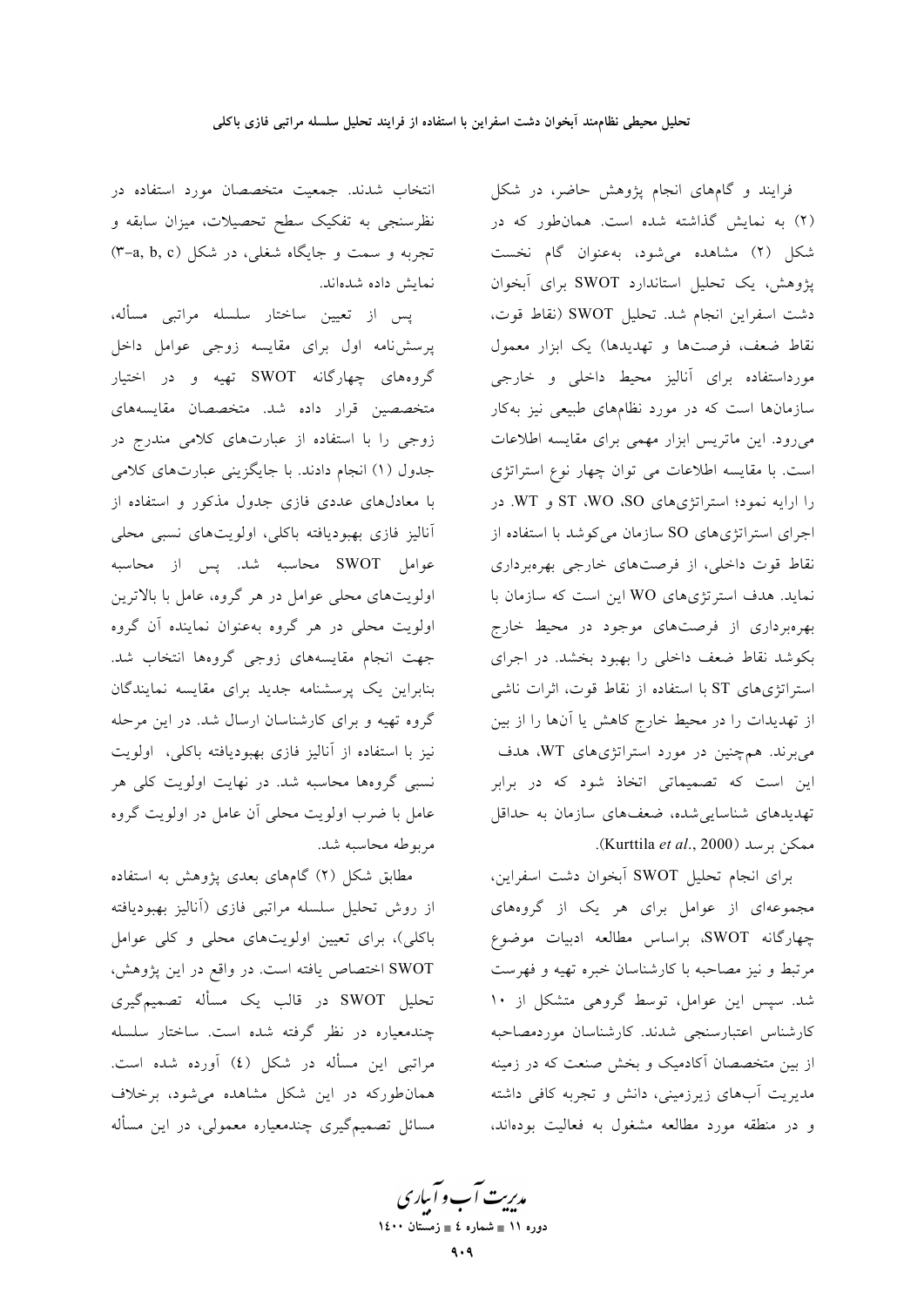فرایند و گام‌های انجام پژوهش حاضر، در شکل (۲) به نمایش گذاشته شده است. همان‌طور که در شکل (۲) مشاهده می‌شود، به‌عنوان گام نخست پژوهش، یک تحلیل استاندارد SWOT برای آبخوان دشت اسفراین انجام شد. تحلیل SWOT (نقاط قوت، نقاط ضعف، فرصت‌ها و تهدیدها) یک ابزار معمول مورداستفاده برای آنالیز محیط داخلی و خارجی سازمان‌ها است که در مورد نظام‌های طبیعی نیز به‌کار می‌رود. این ماتریس ابزار مهمی برای مقایسه اطلاعات است. با مقایسه اطلاعات می توان چهار نوع استراتژی را ارایه نمود؛ استراتژی‌های SO، WO، ST و WT. در اجرای استراتژی‌های SO سازمان می‌کوشد با استفاده از نقاط قوت داخلی، از فرصت‌های خارجی بهره‌برداری نماید. هدف استرتژی‌های WO این است که سازمان با بهره‌برداری از فرصت‌های موجود در محیط خارج بکوشد نقاط ضعف داخلی را بهبود بخشد. در اجرای استراتژی‌های ST با استفاده از نقاط قوت، اثرات ناشی از تهدیدات را در محیط خارج کاهش یا آن‌ها را از بین می‌برند. همچنین در مورد استراتژی‌های WT، هدف این است که تصمیماتی اتخاذ شود که در برابر تهدیدهای شناسایی‌شده، ضعف‌های سازمان به حداقل ممکن برسد (Kurttila *et al*., 2000).

برای انجام تحلیل SWOT آبخوان دشت اسفراین، مجموعه‌ای از عوامل برای هر یک از گروه‌های چهارگانه SWOT، براساس مطالعه ادبیات موضوع مرتبط و نیز مصاحبه با کارشناسان خبره تهیه و فهرست شد. سپس این عوامل، توسط گروهی متشکل از ۱۰ کارشناس اعتبارسنجی شدند. کارشناسان موردمصاحبه از بین متخصصان آکادمیک و بخش صنعت که در زمینه مدیریت آب‌های زیرزمینی، دانش و تجربه کافی داشته و در منطقه مورد مطالعه مشغول به فعالیت بوده‌اند، انتخاب شدند. جمعیت متخصصان مورد استفاده در نظرسنجی به تفکیک سطح تحصیلات، میزان سابقه و تجربه و سمت و جایگاه شغلی، در شکل (۳-a, b, c) نمایش داده شده‌اند.

پس از تعیین ساختار سلسله مراتبی مسأله، پرسش‌نامه اول برای مقایسه زوجی عوامل داخل گروه‌های چهارگانه SWOT تهیه و در اختیار متخصصین قرار داده شد. متخصصان مقایسه‌های زوجی را با استفاده از عبارت‌های کلامی مندرج در جدول (۱) انجام دادند. با جایگزینی عبارت‌های کلامی با معادل‌های عددی فازی جدول مذکور و استفاده از آنالیز فازی بهبودیافته باکلی، اولویت‌های نسبی محلی عوامل SWOT محاسبه شد. پس از محاسبه اولویت‌های محلی عوامل در هر گروه، عامل با بالاترین اولویت محلی در هر گروه به‌عنوان نماینده آن گروه جهت انجام مقایسه‌های زوجی گروه‌ها انتخاب شد. بنابراین یک پرسشنامه جدید برای مقایسه نمایندگان گروه تهیه و برای کارشناسان ارسال شد. در این مرحله نیز با استفاده از آنالیز فازی بهبودیافته باکلی، اولویت نسبی گروه‌ها محاسبه شد. در نهایت اولویت کلی هر عامل با ضرب اولویت محلی آن عامل در اولویت گروه مربوطه محاسبه شد.

مطابق شکل (۲) گام‌های بعدی پژوهش به استفاده از روش تحلیل سلسله مراتبی فازی (آنالیز بهبودیافته باکلی)، برای تعیین اولویت‌های محلی و کلی عوامل SWOT اختصاص یافته است. در واقع در این پژوهش، تحلیل SWOT در قالب یک مسأله تصمیم‌گیری چندمعیاره در نظر گرفته شده است. ساختار سلسله مراتبی این مسأله در شکل (۴) آورده شده است. همان‌طورکه در این شکل مشاهده می‌شود، برخلاف مسائل تصمیم‌گیری چندمعیاره معمولی، در این مسأله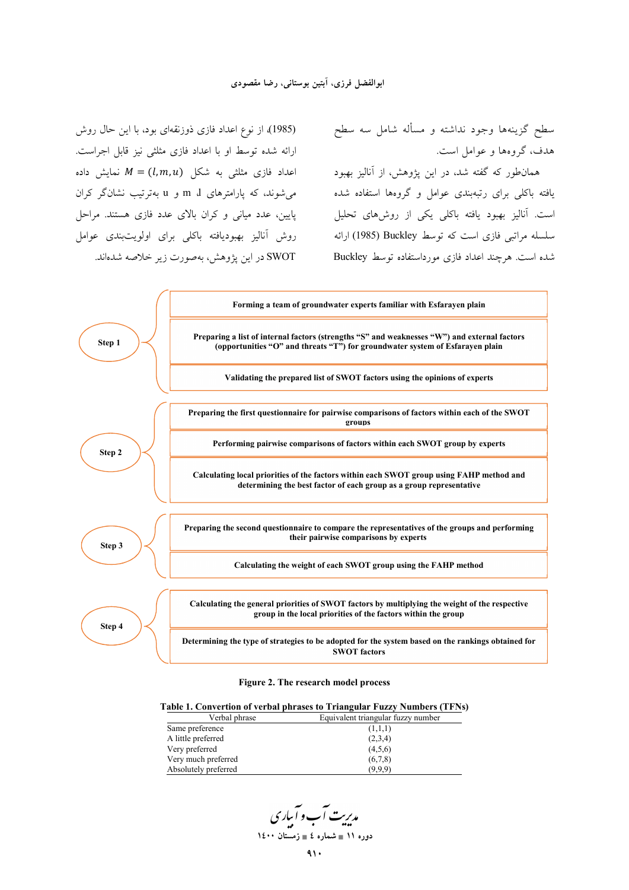سطح گزینه‌ها وجود نداشته و مسأله شامل سه سطح هدف، گروه‌ها و عوامل است.

همان‌طور که گفته شد، در این پژوهش، از آنالیز بهبود یافته باکلی برای رتبه‌بندی عوامل و گروه‌ها استفاده شده است. آنالیز بهبود یافته باکلی یکی از روش‌های تحلیل سلسله مراتبی فازی است که توسط Buckley (1985) ارائه شده است. هرچند اعداد فازی مورداستفاده توسط Buckley (1985)، از نوع اعداد فازی ذوزنقه‌ای بود، با این حال روش ارائه شده توسط او با اعداد فازی مثلثی نیز قابل اجراست. اعداد فازی مثلثی به شکل $M = (l,m,u)$ نمایش داده می‌شوند، که پارامترهای l، m و u به‌ترتیب نشانگر کران پایین، عدد میانی و کران بالای عدد فازی هستند. مراحل روش آنالیز بهبودیافته باکلی برای اولویت‌بندی عوامل SWOT در این پژوهش، به‌صورت زیر خلاصه شده‌اند.

**Step 1**
- Forming a team of groundwater experts familiar with Esfarayen plain
- Preparing a list of internal factors (strengths "S" and weaknesses "W") and external factors (opportunities "O" and threats "T") for groundwater system of Esfarayen plain
- Validating the prepared list of SWOT factors using the opinions of experts

**Step 2**
- Preparing the first questionnaire for pairwise comparisons of factors within each of the SWOT groups
- Performing pairwise comparisons of factors within each SWOT group by experts
- Calculating local priorities of the factors within each SWOT group using FAHP method and determining the best factor of each group as a group representative

**Step 3**
- Preparing the second questionnaire to compare the representatives of the groups and performing their pairwise comparisons by experts
- Calculating the weight of each SWOT group using the FAHP method

**Step 4**
- Calculating the general priorities of SWOT factors by multiplying the weight of the respective group in the local priorities of the factors within the group
- Determining the type of strategies to be adopted for the system based on the rankings obtained for SWOT factors

**Figure 2. The research model process**

**Table 1. Convertion of verbal phrases to Triangular Fuzzy Numbers (TFNs)**

| Verbal phrase | Equivalent triangular fuzzy number |
|---|---|
| Same preference | (1,1,1) |
| A little preferred | (2,3,4) |
| Very preferred | (4,5,6) |
| Very much preferred | (6,7,8) |
| Absolutely preferred | (9,9,9) |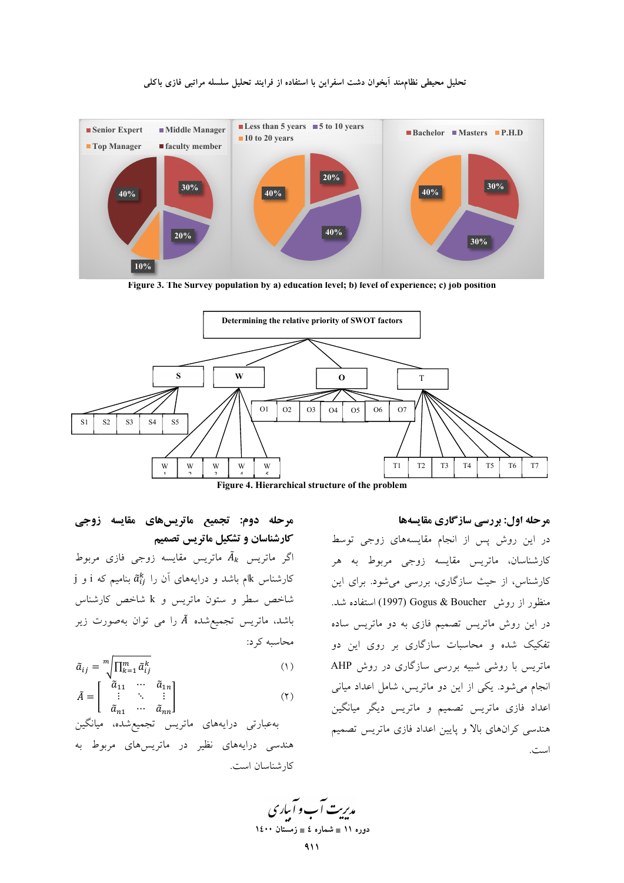Figure 3. The Survey population by a) education level; b) level of experience; c) job position

Figure 4. Hierarchical structure of the problem

### مرحله اول: بررسی سازگاری مقایسه‌ها

در این روش پس از انجام مقایسه‌های زوجی توسط کارشناسان، ماتریس مقایسه زوجی مربوط به هر کارشناس، از حیث سازگاری، بررسی می‌شود. برای این منظور از روش Gogus & Boucher (1997) استفاده شد.

در این روش ماتریس تصمیم فازی به دو ماتریس ساده تفکیک شده و محاسبات سازگاری بر روی این دو ماتریس با روشی شبیه بررسی سازگاری در روش AHP انجام می‌شود. یکی از این دو ماتریس، شامل اعداد میانی اعداد فازی ماتریس تصمیم و ماتریس دیگر میانگین هندسی کران‌های بالا و پایین اعداد فازی ماتریس تصمیم است.

### مرحله دوم: تجمیع ماتریس‌های مقایسه زوجی کارشناسان و تشکیل ماتریس تصمیم

اگر ماتریس $\tilde{A}_k$ ماتریس مقایسه زوجی فازی مربوط کارشناس kام باشد و درایه‌های آن را $\tilde{a}_{ij}^{k}$ بنامیم که i و j شاخص سطر و ستون ماتریس و k شاخص کارشناس باشد، ماتریس تجمیع‌شده $\tilde{A}$ را می توان به‌صورت زیر محاسبه کرد:

$$\tilde{a}_{ij} = \sqrt[m]{\prod_{k=1}^{m} \tilde{a}_{ij}^{k}} \quad (۱)$$

$$\tilde{A} = \begin{bmatrix} \tilde{a}_{11} & \cdots & \tilde{a}_{1n} \\ \vdots & \ddots & \vdots \\ \tilde{a}_{n1} & \cdots & \tilde{a}_{nn} \end{bmatrix} \quad (۲)$$

به‌عبارتی درایه‌های ماتریس تجمیع‌شده، میانگین هندسی درایه‌های نظیر در ماتریس‌های مربوط به کارشناسان است.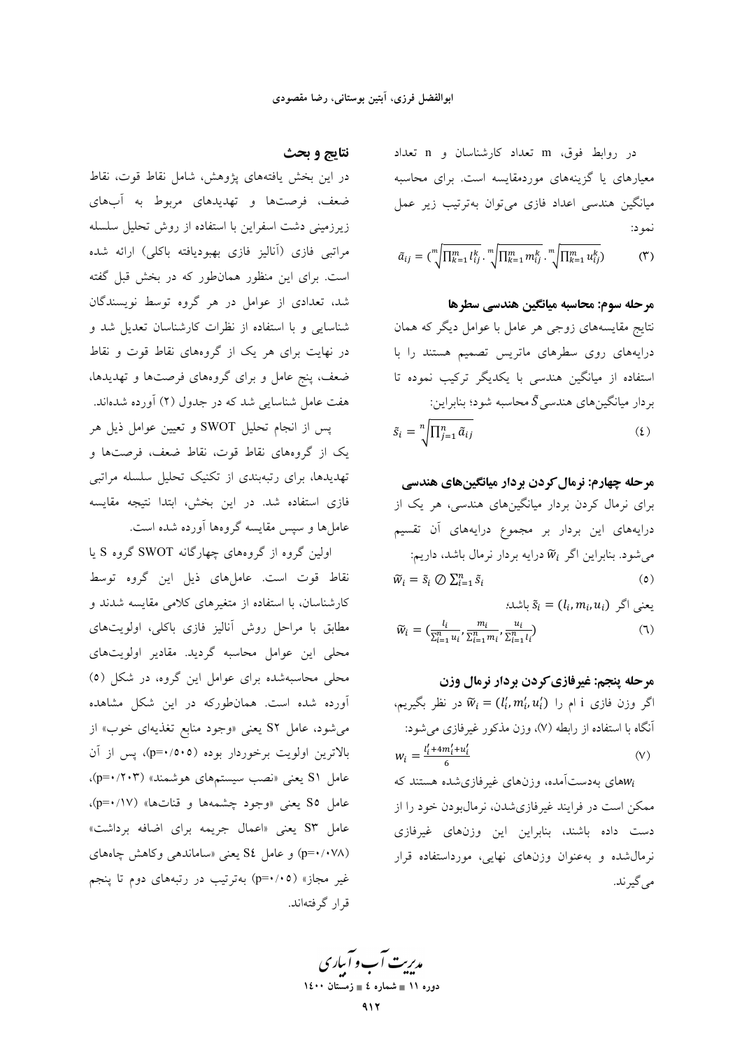در روابط فوق، m تعداد کارشناسان و n تعداد معیارهای یا گزینه‌های موردمقایسه است. برای محاسبه میانگین هندسی اعداد فازی می‌توان به‌ترتیب زیر عمل نمود:

$$\tilde{a}_{ij} = \left(\sqrt[m]{\prod_{k=1}^{m} l_{ij}^{k}} \cdot \sqrt[m]{\prod_{k=1}^{m} m_{ij}^{k}} \cdot \sqrt[m]{\prod_{k=1}^{m} u_{ij}^{k}}\right) \qquad (3)$$

### مرحله سوم: محاسبه میانگین هندسی سطرها

نتایج مقایسه‌های زوجی هر عامل با عوامل دیگر که همان درایه‌های روی سطرهای ماتریس تصمیم هستند را با استفاده از میانگین هندسی با یکدیگر ترکیب نموده تا بردار میانگین‌های هندسی $\tilde{S}$ محاسبه شود؛ بنابراین:

$$\tilde{s}_i = \sqrt[n]{\prod_{j=1}^{n} \tilde{a}_{ij}} \qquad (4)$$

### مرحله چهارم: نرمال‌کردن بردار میانگین‌های هندسی

برای نرمال کردن بردار میانگین‌های هندسی، هر یک از درایه‌های این بردار بر مجموع درایه‌های آن تقسیم می‌شود. بنابراین اگر $\tilde{w}_i$ درایه بردار نرمال باشد، داریم:

$$\tilde{w}_i = \tilde{s}_i \oslash \sum_{i=1}^{n} \tilde{s}_i \qquad (5)$$

یعنی اگر $\tilde{s}_i = (l_i, m_i, u_i)$ باشد؛

$$\tilde{w}_i = \left(\frac{l_i}{\sum_{i=1}^{n} u_i}, \frac{m_i}{\sum_{i=1}^{n} m_i}, \frac{u_i}{\sum_{i=1}^{n} l_i}\right) \qquad (6)$$

### مرحله پنجم: غیرفازی‌کردن بردار نرمال وزن

اگر وزن فازی i ام را $\tilde{w}_i = (l'_i, m'_i, u'_i)$ در نظر بگیریم، آنگاه با استفاده از رابطه (۷)، وزن مذکور غیرفازی می‌شود:

$$w_i = \frac{l'_i + 4m'_i + u'_i}{6} \qquad (7)$$

$w_i$های به‌دست‌آمده، وزن‌های غیرفازی‌شده هستند که ممکن است در فرایند غیرفازی‌شدن، نرمال‌بودن خود را از دست داده باشند، بنابراین این وزن‌های غیرفازی نرمال‌شده و به‌عنوان وزن‌های نهایی، مورداستفاده قرار می‌گیرند.

## نتایج و بحث

در این بخش یافته‌های پژوهش، شامل نقاط قوت، نقاط ضعف، فرصت‌ها و تهدیدهای مربوط به آب‌های زیرزمینی دشت اسفراین با استفاده از روش تحلیل سلسله مراتبی فازی (آنالیز فازی بهبودیافته باکلی) ارائه شده است. برای این منظور همان‌طور که در بخش قبل گفته شد، تعدادی از عوامل در هر گروه توسط نویسندگان شناسایی و با استفاده از نظرات کارشناسان تعدیل شد و در نهایت برای هر یک از گروه‌های نقاط قوت و نقاط ضعف، پنج عامل و برای گروه‌های فرصت‌ها و تهدیدها، هفت عامل شناسایی شد که در جدول (۲) آورده شده‌اند.

پس از انجام تحلیل SWOT و تعیین عوامل ذیل هر یک از گروه‌های نقاط قوت، نقاط ضعف، فرصت‌ها و تهدیدها، برای رتبه‌بندی از تکنیک تحلیل سلسله مراتبی فازی استفاده شد. در این بخش، ابتدا نتیجه مقایسه عامل‌ها و سپس مقایسه گروه‌ها آورده شده است.

اولین گروه از گروه‌های چهارگانه SWOT گروه S یا نقاط قوت است. عامل‌های ذیل این گروه توسط کارشناسان، با استفاده از متغیرهای کلامی مقایسه شدند و مطابق با مراحل روش آنالیز فازی باکلی، اولویت‌های محلی این عوامل محاسبه گردید. مقادیر اولویت‌های محلی محاسبه‌شده برای عوامل این گروه، در شکل (۵) آورده شده است. همان‌طورکه در این شکل مشاهده می‌شود، عامل S2 یعنی «وجود منابع تغذیه‌ای خوب» از بالاترین اولویت برخوردار بوده ($p=0/505$)، پس از آن عامل S1 یعنی «نصب سیستم‌های هوشمند» ($p=0/203$)، عامل S5 یعنی «وجود چشمه‌ها و قنات‌ها» ($p=0/17$)، عامل S3 یعنی «اعمال جریمه برای اضافه برداشت» ($p=0/078$) و عامل S4 یعنی «ساماندهی وکاهش چاه‌های غیر مجاز» ($p=0/05$) به‌ترتیب در رتبه‌های دوم تا پنجم قرار گرفته‌اند.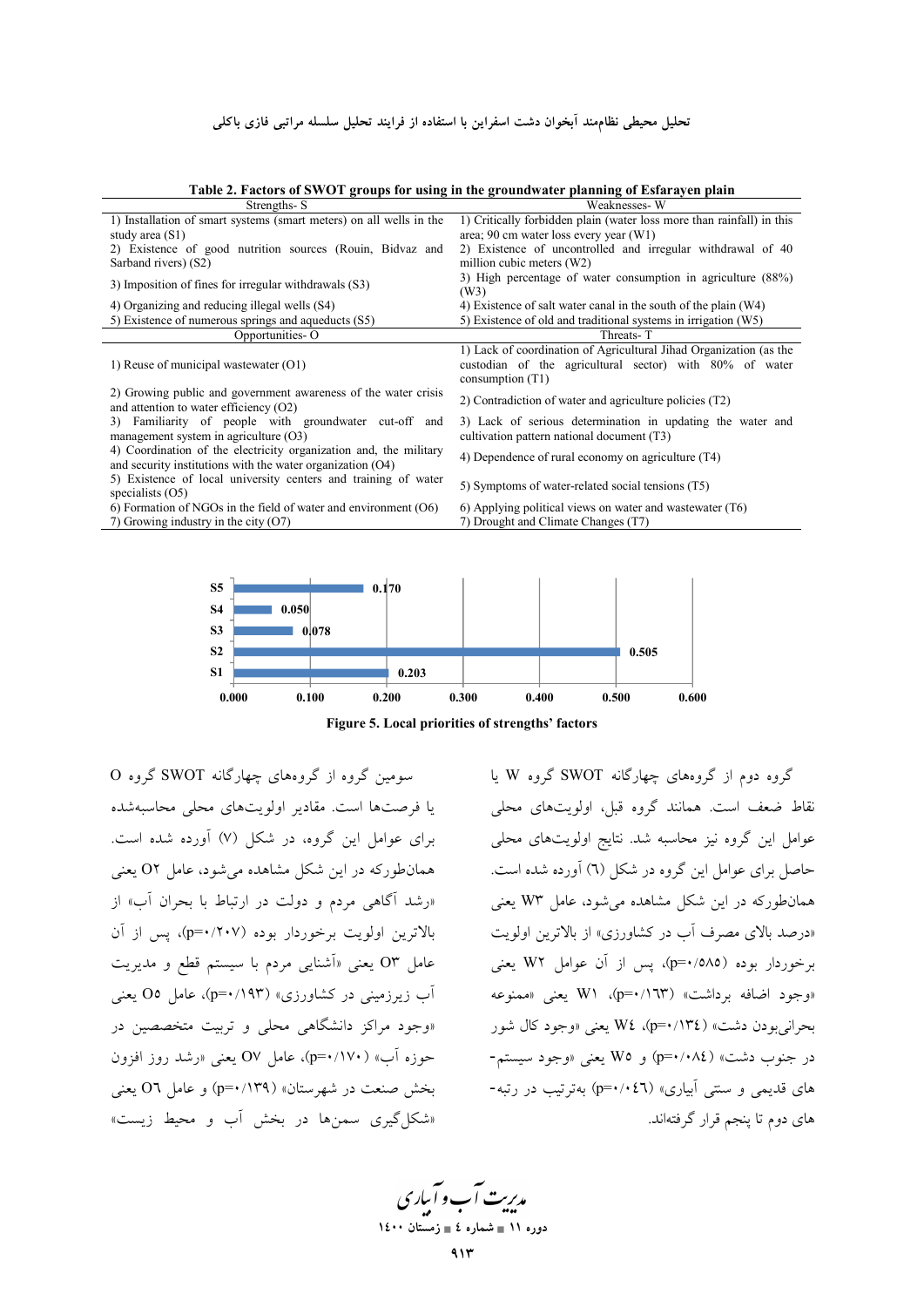**Table 2. Factors of SWOT groups for using in the groundwater planning of Esfarayen plain**

| Strengths- S | Weaknesses- W |
|---|---|
| 1) Installation of smart systems (smart meters) on all wells in the study area (S1) | 1) Critically forbidden plain (water loss more than rainfall) in this area; 90 cm water loss every year (W1) |
| 2) Existence of good nutrition sources (Rouin, Bidvaz and Sarband rivers) (S2) | 2) Existence of uncontrolled and irregular withdrawal of 40 million cubic meters (W2) |
| 3) Imposition of fines for irregular withdrawals (S3) | 3) High percentage of water consumption in agriculture (88%) (W3) |
| 4) Organizing and reducing illegal wells (S4) | 4) Existence of salt water canal in the south of the plain (W4) |
| 5) Existence of numerous springs and aqueducts (S5) | 5) Existence of old and traditional systems in irrigation (W5) |
| **Opportunities- O** | **Threats- T** |
| 1) Reuse of municipal wastewater (O1) | 1) Lack of coordination of Agricultural Jihad Organization (as the custodian of the agricultural sector) with 80% of water consumption (T1) |
| 2) Growing public and government awareness of the water crisis and attention to water efficiency (O2) | 2) Contradiction of water and agriculture policies (T2) |
| 3) Familiarity of people with groundwater cut-off and management system in agriculture (O3) | 3) Lack of serious determination in updating the water and cultivation pattern national document (T3) |
| 4) Coordination of the electricity organization and, the military and security institutions with the water organization (O4) | 4) Dependence of rural economy on agriculture (T4) |
| 5) Existence of local university centers and training of water specialists (O5) | 5) Symptoms of water-related social tensions (T5) |
| 6) Formation of NGOs in the field of water and environment (O6) | 6) Applying political views on water and wastewater (T6) |
| 7) Growing industry in the city (O7) | 7) Drought and Climate Changes (T7) |

| Factor | Local priority |
|---|---|
| S5 | 0.170 |
| S4 | 0.050 |
| S3 | 0.078 |
| S2 | 0.505 |
| S1 | 0.203 |

**Figure 5. Local priorities of strengths' factors**

گروه دوم از گروه‌های چهارگانه SWOT گروه W یا نقاط ضعف است. همانند گروه قبل، اولویت‌های محلی عوامل این گروه نیز محاسبه شد. نتایج اولویت‌های محلی حاصل برای عوامل این گروه در شکل (٦) آورده شده است. همان‌طورکه در این شکل مشاهده می‌شود، عامل W3 یعنی «درصد بالای مصرف آب در کشاورزی» از بالاترین اولویت برخوردار بوده (p=٠/٥٨٥)، پس از آن عامل W2 یعنی «وجود اضافه برداشت» (p=٠/١٦٣)، W1 یعنی «ممنوعه بحرانی‌بودن دشت» (p=٠/١٣٤)، W4 یعنی «وجود کال شور در جنوب دشت» (p=٠/٠٨٤) و W5 یعنی «وجود سیستم‌های قدیمی و سنتی آبیاری» (p=٠/٠٤٦) به‌ترتیب در رتبه‌های دوم تا پنجم قرار گرفته‌اند.

سومین گروه از گروه‌های چهارگانه SWOT گروه O یا فرصت‌ها است. مقادیر اولویت‌های محلی محاسبه‌شده برای عوامل این گروه، در شکل (٧) آورده شده است. همان‌طورکه در این شکل مشاهده می‌شود، عامل O2 یعنی «رشد آگاهی مردم و دولت در ارتباط با بحران آب» از بالاترین اولویت برخوردار بوده (p=٠/٢٠٧)، پس از آن عامل O3 یعنی «آشنایی مردم با سیستم قطع و مدیریت آب زیرزمینی در کشاورزی» (p=٠/١٩٣)، عامل O5 یعنی «وجود مراکز دانشگاهی محلی و تربیت متخصصین در حوزه آب» (p=٠/١٧٠)، عامل O7 یعنی «رشد روز افزون بخش صنعت در شهرستان» (p=٠/١٣٩) و عامل O6 یعنی «شکل‌گیری سمن‌ها در بخش آب و محیط زیست»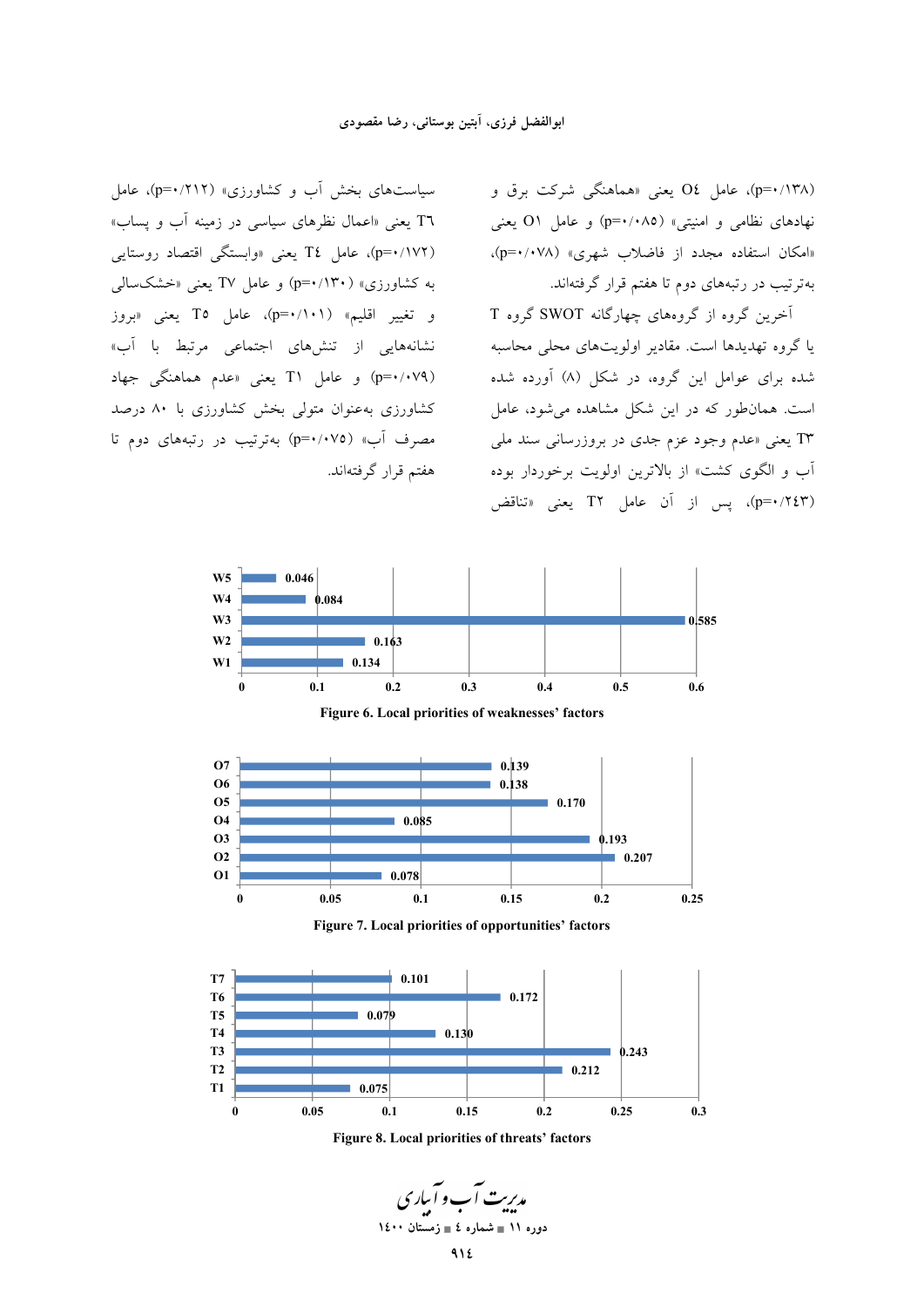(p=۰/۱۳۸)، عامل O٤ یعنی «هماهنگی شرکت برق و نهادهای نظامی و امنیتی» (p=۰/۰۸۵) و عامل O١ یعنی «امکان استفاده مجدد از فاضلاب شهری» (p=۰/۰۷۸)، به‌ترتیب در رتبه‌های دوم تا هفتم قرار گرفته‌اند.

آخرین گروه از گروه‌های چهارگانه SWOT گروه T یا گروه تهدیدها است. مقادیر اولویت‌های محلی محاسبه شده برای عوامل این گروه، در شکل (٨) آورده شده است. همان‌طور که در این شکل مشاهده می‌شود، عامل T٣ یعنی «عدم وجود عزم جدی در بروزرسانی سند ملی آب و الگوی کشت» از بالاترین اولویت برخوردار بوده (p=۰/۲۴۳)، پس از آن عامل T٢ یعنی «تناقض سیاست‌های بخش آب و کشاورزی» (p=۰/۲۱۲)، عامل T٦ یعنی «اعمال نظرهای سیاسی در زمینه آب و پساب» (p=۰/۱۷۲)، عامل T٤ یعنی «وابستگی اقتصاد روستایی به کشاورزی» (p=۰/۱۳۰) و عامل T٧ یعنی «خشکسالی و تغییر اقلیم» (p=۰/۱۰۱)، عامل T٥ یعنی «بروز نشانه‌هایی از تنش‌های اجتماعی مرتبط با آب» (p=۰/۰۷۹) و عامل T١ یعنی «عدم هماهنگی جهاد کشاورزی به‌عنوان متولی بخش کشاورزی با ٨٠ درصد مصرف آب» (p=۰/۰۷۵) به‌ترتیب در رتبه‌های دوم تا هفتم قرار گرفته‌اند.

| Factor | Local priority |
|---|---|
| W5 | 0.046 |
| W4 | 0.084 |
| W3 | 0.585 |
| W2 | 0.163 |
| W1 | 0.134 |

**Figure 6. Local priorities of weaknesses' factors**

| Factor | Local priority |
|---|---|
| O7 | 0.139 |
| O6 | 0.138 |
| O5 | 0.170 |
| O4 | 0.085 |
| O3 | 0.193 |
| O2 | 0.207 |
| O1 | 0.078 |

**Figure 7. Local priorities of opportunities' factors**

| Factor | Local priority |
|---|---|
| T7 | 0.101 |
| T6 | 0.172 |
| T5 | 0.079 |
| T4 | 0.130 |
| T3 | 0.243 |
| T2 | 0.212 |
| T1 | 0.075 |

**Figure 8. Local priorities of threats' factors**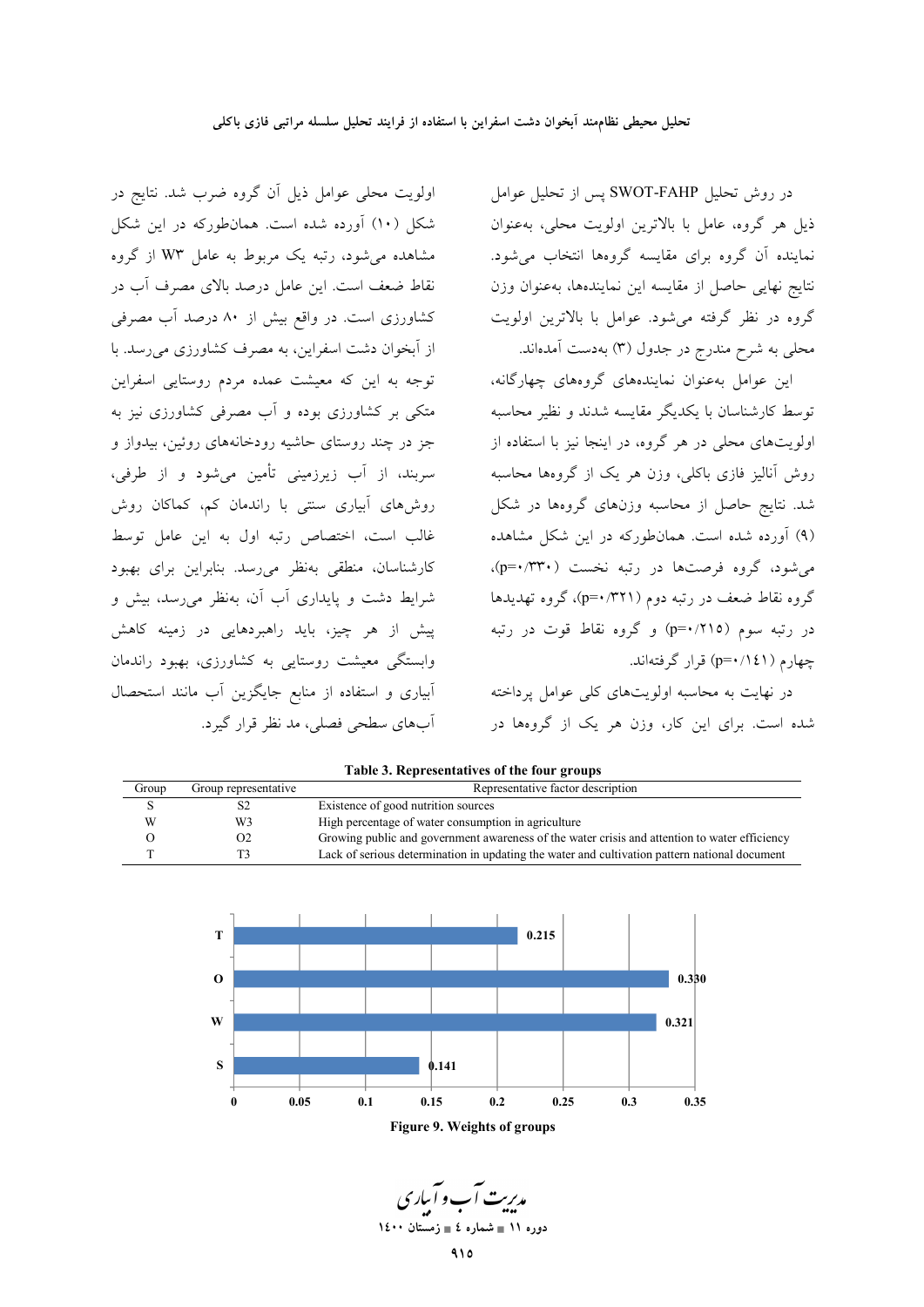در روش تحلیل SWOT-FAHP پس از تحلیل عوامل ذیل هر گروه، عامل با بالاترین اولویت محلی، به‌عنوان نماینده آن گروه برای مقایسه گروه‌ها انتخاب می‌شود. نتایج نهایی حاصل از مقایسه این نماینده‌ها، به‌عنوان وزن گروه در نظر گرفته می‌شود. عوامل با بالاترین اولویت محلی به شرح مندرج در جدول (۳) به‌دست آمده‌اند.

این عوامل به‌عنوان نماینده‌های گروه‌های چهارگانه، توسط کارشناسان با یکدیگر مقایسه شدند و نظیر محاسبه اولویت‌های محلی در هر گروه، در اینجا نیز با استفاده از روش آنالیز فازی باکلی، وزن هر یک از گروه‌ها محاسبه شد. نتایج حاصل از محاسبه وزن‌های گروه‌ها در شکل (۹) آورده شده است. همان‌طورکه در این شکل مشاهده می‌شود، گروه فرصت‌ها در رتبه نخست (p=۰/۳۳۰)، گروه نقاط ضعف در رتبه دوم (p=۰/۳۲۱)، گروه تهدیدها در رتبه سوم (p=۰/۲۱۵) و گروه نقاط قوت در رتبه چهارم (p=۰/۱۴۱) قرار گرفته‌اند.

در نهایت به محاسبه اولویت‌های کلی عوامل پرداخته شده است. برای این کار، وزن هر یک از گروه‌ها در اولویت محلی عوامل ذیل آن گروه ضرب شد. نتایج در شکل (۱۰) آورده شده است. همان‌طورکه در این شکل مشاهده می‌شود، رتبه یک مربوط به عامل W3 از گروه نقاط ضعف است. این عامل درصد بالای مصرف آب در کشاورزی است. در واقع بیش از ۸۰ درصد آب مصرفی از آبخوان دشت اسفراین، به مصرف کشاورزی می‌رسد. با توجه به این که معیشت عمده مردم روستایی اسفراین متکی بر کشاورزی بوده و آب مصرفی کشاورزی نیز به جز در چند روستای حاشیه رودخانه‌های روئین، بیدواز و سربند، از آب زیرزمینی تأمین می‌شود و از طرفی، روش‌های آبیاری سنتی با راندمان کم، کماکان روش غالب است، اختصاص رتبه اول به این عامل توسط کارشناسان، منطقی به‌نظر می‌رسد. بنابراین برای بهبود شرایط دشت و پایداری آب آن، به‌نظر می‌رسد، بیش و پیش از هر چیز، باید راهبردهایی در زمینه کاهش وابستگی معیشت روستایی به کشاورزی، بهبود راندمان آبیاری و استفاده از منابع جایگزین آب مانند استحصال آب‌های سطحی فصلی، مد نظر قرار گیرد.

**Table 3. Representatives of the four groups**

| Group | Group representative | Representative factor description |
|---|---|---|
| S | S2 | Existence of good nutrition sources |
| W | W3 | High percentage of water consumption in agriculture |
| O | O2 | Growing public and government awareness of the water crisis and attention to water efficiency |
| T | T3 | Lack of serious determination in updating the water and cultivation pattern national document |

**Figure 9. Weights of groups**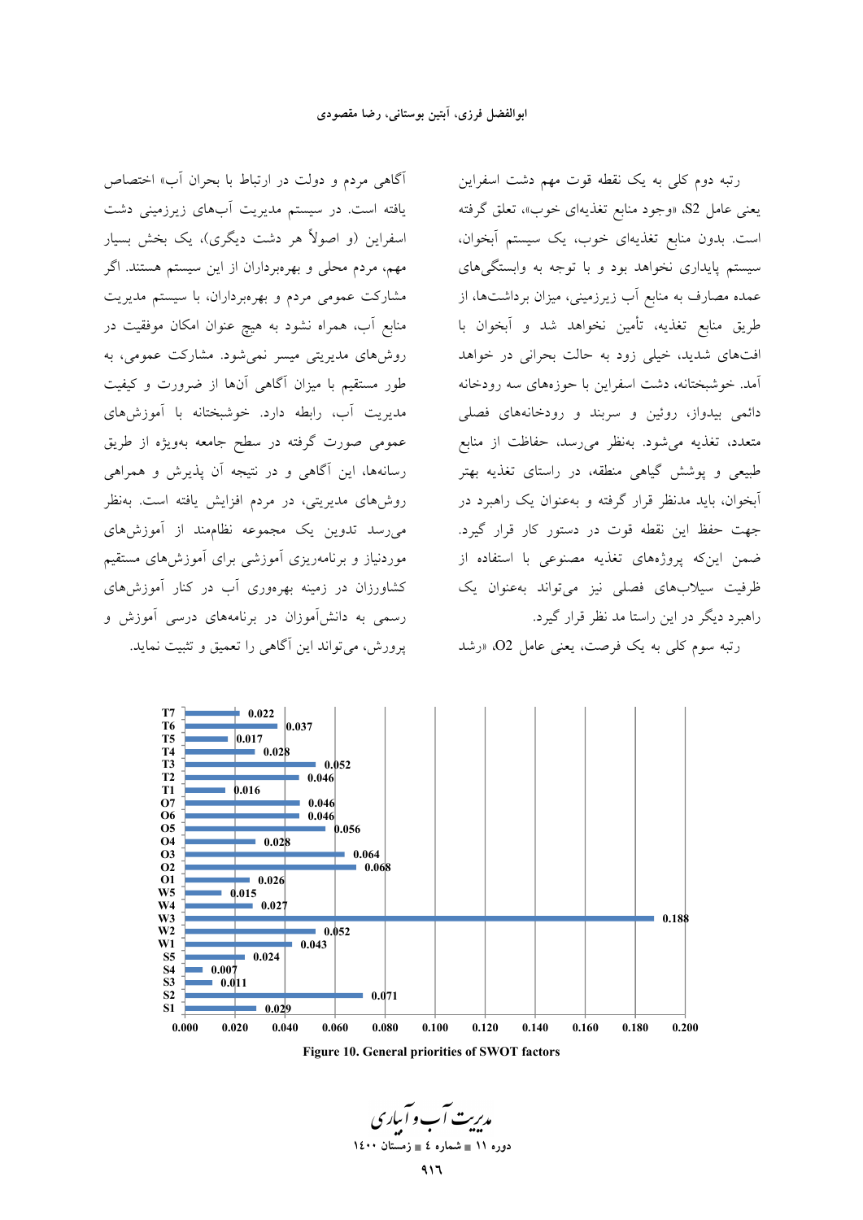رتبه دوم کلی به یک نقطه قوت مهم دشت اسفراین یعنی عامل S2، «وجود منابع تغذیه‌ای خوب»، تعلق گرفته است. بدون منابع تغذیه‌ای خوب، یک سیستم آبخوان، سیستم پایداری نخواهد بود و با توجه به وابستگی‌های عمده مصارف به منابع آب زیرزمینی، میزان برداشت‌ها، از طریق منابع تغذیه، تأمین نخواهد شد و آبخوان با افت‌های شدید، خیلی زود به حالت بحرانی در خواهد آمد. خوشبختانه، دشت اسفراین با حوزه‌های سه رودخانه دائمی بیدواز، روئین و سربند و رودخانه‌های فصلی متعدد، تغذیه می‌شود. به‌نظر می‌رسد، حفاظت از منابع طبیعی و پوشش گیاهی منطقه، در راستای تغذیه بهتر آبخوان، باید مدنظر قرار گرفته و به‌عنوان یک راهبرد در جهت حفظ این نقطه قوت در دستور کار قرار گیرد. ضمن این‌که پروژه‌های تغذیه مصنوعی با استفاده از ظرفیت سیلاب‌های فصلی نیز می‌تواند به‌عنوان یک راهبرد دیگر در این راستا مد نظر قرار گیرد.

رتبه سوم کلی به یک فرصت، یعنی عامل O2، «رشد آگاهی مردم و دولت در ارتباط با بحران آب» اختصاص یافته است. در سیستم مدیریت آب‌های زیرزمینی دشت اسفراین (و اصولاً هر دشت دیگری)، یک بخش بسیار مهم، مردم محلی و بهره‌برداران از این سیستم هستند. اگر مشارکت عمومی مردم و بهره‌برداران، با سیستم مدیریت منابع آب، همراه نشود به هیچ عنوان امکان موفقیت در روش‌های مدیریتی میسر نمی‌شود. مشارکت عمومی، به طور مستقیم با میزان آگاهی آن‌ها از ضرورت و کیفیت مدیریت آب، رابطه دارد. خوشبختانه با آموزش‌های عمومی صورت گرفته در سطح جامعه به‌ویژه از طریق رسانه‌ها، این آگاهی و در نتیجه آن پذیرش و همراهی روش‌های مدیریتی، در مردم افزایش یافته است. به‌نظر می‌رسد تدوین یک مجموعه نظام‌مند از آموزش‌های موردنیاز و برنامه‌ریزی آموزشی برای آموزش‌های مستقیم کشاورزان در زمینه بهره‌وری آب در کنار آموزش‌های رسمی به دانش‌آموزان در برنامه‌های درسی آموزش و پرورش، می‌تواند این آگاهی را تعمیق و تثبیت نماید.

| Factor | Priority |
|---|---|
| T7 | 0.022 |
| T6 | 0.037 |
| T5 | 0.017 |
| T4 | 0.028 |
| T3 | 0.052 |
| T2 | 0.046 |
| T1 | 0.016 |
| O7 | 0.046 |
| O6 | 0.046 |
| O5 | 0.056 |
| O4 | 0.028 |
| O3 | 0.064 |
| O2 | 0.068 |
| O1 | 0.026 |
| W5 | 0.015 |
| W4 | 0.027 |
| W3 | 0.188 |
| W2 | 0.052 |
| W1 | 0.043 |
| S5 | 0.024 |
| S4 | 0.007 |
| S3 | 0.011 |
| S2 | 0.071 |
| S1 | 0.029 |

**Figure 10. General priorities of SWOT factors**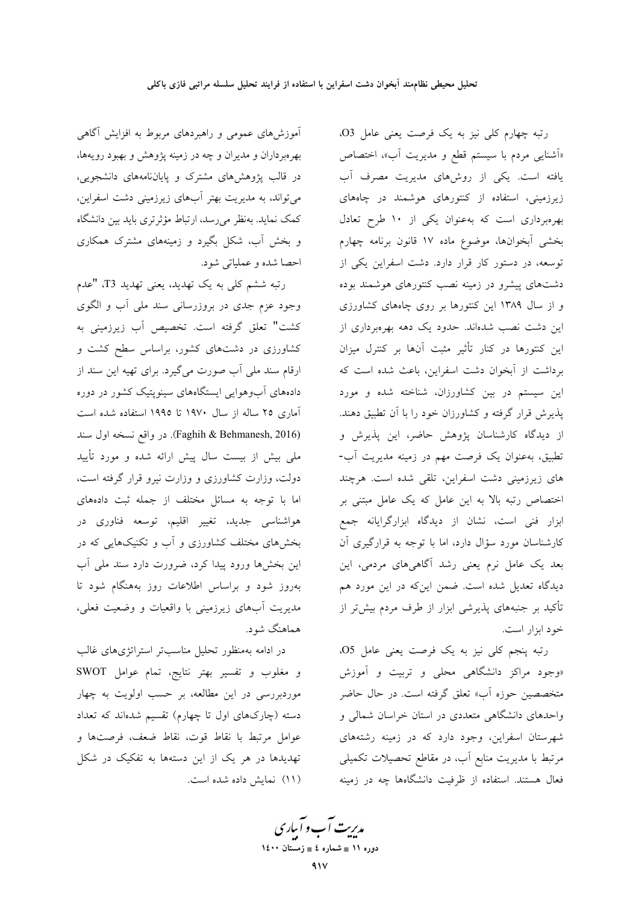رتبه چهارم کلی نیز به یک فرصت یعنی عامل O3، «آشنایی مردم با سیستم قطع و مدیریت آب»، اختصاص یافته است. یکی از روش‌های مدیریت مصرف آب زیرزمینی، استفاده از کنتورهای هوشمند در چاه‌های بهره‌برداری است که به‌عنوان یکی از ۱۰ طرح تعادل بخشی آبخوان‌ها، موضوع ماده ۱۷ قانون برنامه چهارم توسعه، در دستور کار قرار دارد. دشت اسفراین یکی از دشت‌های پیشرو در زمینه نصب کنتورهای هوشمند بوده و از سال ۱۳۸۹ این کنتورها بر روی چاه‌های کشاورزی این دشت نصب شده‌اند. حدود یک دهه بهره‌برداری از این کنتورها در کنار تأثیر مثبت آن‌ها بر کنترل میزان برداشت از آبخوان دشت اسفراین، باعث شده است که این سیستم در بین کشاورزان، شناخته شده و مورد پذیرش قرار گرفته و کشاورزان خود را با آن تطبیق دهند. از دیدگاه کارشناسان پژوهش حاضر، این پذیرش و تطبیق، به‌عنوان یک فرصت مهم در زمینه مدیریت آب-های زیرزمینی دشت اسفراین، تلقی شده است. هرچند اختصاص رتبه بالا به این عامل که یک عامل مبتنی بر ابزار فنی است، نشان از دیدگاه ابزارگرایانه جمع کارشناسان مورد سؤال دارد، اما با توجه به قرارگیری آن بعد یک عامل نرم یعنی رشد آگاهی‌های مردمی، این دیدگاه تعدیل شده است. ضمن این‌که در این مورد هم تأکید بر جنبه‌های پذیرشی ابزار از طرف مردم بیش‌تر از خود ابزار است.

رتبه پنجم کلی نیز به یک فرصت یعنی عامل O5، «وجود مراکز دانشگاهی محلی و تربیت و آموزش متخصصین حوزه آب» تعلق گرفته است. در حال حاضر واحدهای دانشگاهی متعددی در استان خراسان شمالی و شهرستان اسفراین، وجود دارد که در زمینه رشته‌های مرتبط با مدیریت منابع آب، در مقاطع تحصیلات تکمیلی فعال هستند. استفاده از ظرفیت دانشگاه‌ها چه در زمینه آموزش‌های عمومی و راهبردهای مربوط به افزایش آگاهی بهره‌برداران و مدیران و چه در زمینه پژوهش و بهبود رویه‌ها، در قالب پژوهش‌های مشترک و پایان‌نامه‌های دانشجویی، می‌تواند، به مدیریت بهتر آب‌های زیرزمینی دشت اسفراین، کمک نماید. به‌نظر می‌رسد، ارتباط مؤثرتری باید بین دانشگاه و بخش آب، شکل بگیرد و زمینه‌های مشترک همکاری احصا شده و عملیاتی شود.

رتبه ششم کلی به یک تهدید، یعنی تهدید T3، "عدم وجود عزم جدی در بروزرسانی سند ملی آب و الگوی کشت" تعلق گرفته است. تخصیص آب زیرزمینی به کشاورزی در دشت‌های کشور، براساس سطح کشت و ارقام سند ملی آب صورت می‌گیرد. برای تهیه این سند از داده‌های آب‌وهوایی ایستگاه‌های سینوپتیک کشور در دوره آماری ۲۵ ساله از سال ۱۹۷۰ تا ۱۹۹۵ استفاده شده است (Faghih & Behmanesh, 2016). در واقع نسخه اول سند ملی بیش از بیست سال پیش ارائه شده و مورد تأیید دولت، وزارت کشاورزی و وزارت نیرو قرار گرفته است، اما با توجه به مسائل مختلف از جمله ثبت داده‌های هواشناسی جدید، تغییر اقلیم، توسعه فناوری در بخش‌های مختلف کشاورزی و آب و تکنیک‌هایی که در این بخش‌ها ورود پیدا کرد، ضرورت دارد سند ملی آب به‌روز شود و براساس اطلاعات روز به‌هنگام شود تا مدیریت آب‌های زیرزمینی با واقعیات و وضعیت فعلی، هماهنگ شود.

در ادامه به‌منظور تحلیل مناسب‌تر استراتژی‌های غالب و مغلوب و تفسیر بهتر نتایج، تمام عوامل SWOT موردبررسی در این مطالعه، بر حسب اولویت به چهار دسته (چارک‌های اول تا چهارم) تقسیم شده‌اند که تعداد عوامل مرتبط با نقاط قوت، نقاط ضعف، فرصت‌ها و تهدیدها در هر یک از این دسته‌ها به تفکیک در شکل (۱۱) نمایش داده شده است.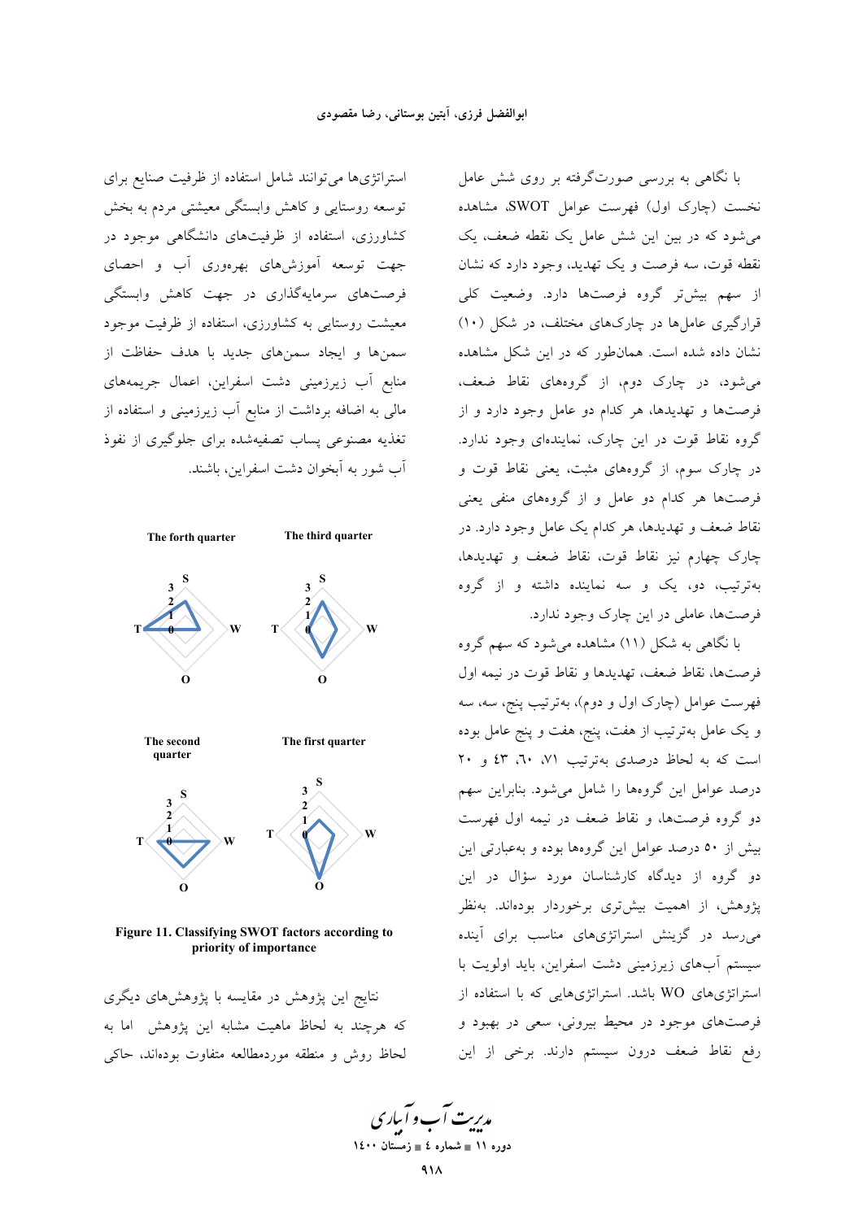با نگاهی به بررسی صورت‌گرفته بر روی شش عامل نخست (چارک اول) فهرست عوامل SWOT، مشاهده می‌شود که در بین این شش عامل یک نقطه ضعف، یک نقطه قوت، سه فرصت و یک تهدید، وجود دارد که نشان از سهم بیش‌تر گروه فرصت‌ها دارد. وضعیت کلی قرارگیری عامل‌ها در چارک‌های مختلف، در شکل (۱۰) نشان داده شده است. همان‌طور که در این شکل مشاهده می‌شود، در چارک دوم، از گروه‌های نقاط ضعف، فرصت‌ها و تهدیدها، هر کدام دو عامل وجود دارد و از گروه نقاط قوت در این چارک، نماینده‌ای وجود ندارد. در چارک سوم، از گروه‌های مثبت، یعنی نقاط قوت و فرصت‌ها هر کدام دو عامل و از گروه‌های منفی یعنی نقاط ضعف و تهدیدها، هر کدام یک عامل وجود دارد. در چارک چهارم نیز نقاط قوت، نقاط ضعف و تهدیدها، به‌ترتیب، دو، یک و سه نماینده داشته و از گروه فرصت‌ها، عاملی در این چارک وجود ندارد.

با نگاهی به شکل (۱۱) مشاهده می‌شود که سهم گروه فرصت‌ها، نقاط ضعف، تهدیدها و نقاط قوت در نیمه اول فهرست عوامل (چارک اول و دوم)، به‌ترتیب پنج، سه، سه و یک عامل به‌ترتیب از هفت، پنج، هفت و پنج عامل بوده است که به لحاظ درصدی به‌ترتیب ۷۱، ٦۰، ٤۳ و ۲۰ درصد عوامل این گروه‌ها را شامل می‌شود. بنابراین سهم دو گروه فرصت‌ها، و نقاط ضعف در نیمه اول فهرست بیش از ۵۰ درصد عوامل این گروه‌ها بوده و به‌عبارتی این دو گروه از دیدگاه کارشناسان مورد سؤال در این پژوهش، از اهمیت بیش‌تری برخوردار بوده‌اند. به‌نظر می‌رسد در گزینش استراتژی‌های مناسب برای آینده سیستم آب‌های زیرزمینی دشت اسفراین، باید اولویت با استراتژی‌های WO باشد. استراتژی‌هایی که با استفاده از فرصت‌های موجود در محیط بیرونی، سعی در بهبود و رفع نقاط ضعف درون سیستم دارند. برخی از این استراتژی‌ها می‌توانند شامل استفاده از ظرفیت صنایع برای توسعه روستایی و کاهش وابستگی معیشتی مردم به بخش کشاورزی، استفاده از ظرفیت‌های دانشگاهی موجود در جهت توسعه آموزش‌های بهره‌وری آب و احصای فرصت‌های سرمایه‌گذاری در جهت کاهش وابستگی معیشت روستایی به کشاورزی، استفاده از ظرفیت موجود سمن‌ها و ایجاد سمن‌های جدید با هدف حفاظت از منابع آب زیرزمینی دشت اسفراین، اعمال جریمه‌های مالی به اضافه برداشت از منابع آب زیرزمینی و استفاده از تغذیه مصنوعی پساب تصفیه‌شده برای جلوگیری از نفوذ آب شور به آبخوان دشت اسفراین، باشند.

Figure 11. Classifying SWOT factors according to priority of importance

نتایج این پژوهش در مقایسه با پژوهش‌های دیگری که هرچند به لحاظ ماهیت مشابه این پژوهش اما به لحاظ روش و منطقه موردمطالعه متفاوت بوده‌اند، حاکی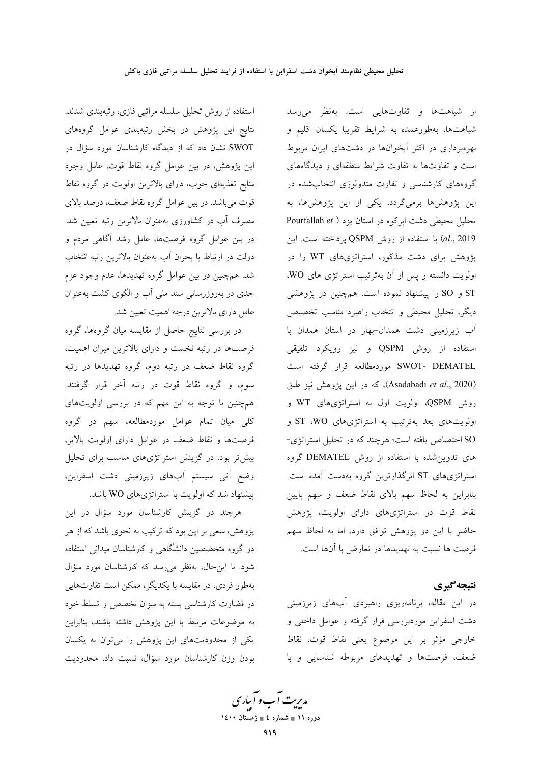از شباهت‌ها و تفاوت‌هایی است. به‌نظر می‌رسد شباهت‌ها، به‌طورعمده به شرایط تقریبا یکسان اقلیم و بهره‌برداری در اکثر آبخوان‌ها در دشت‌های ایران مربوط است و تفاوت‌ها به تفاوت شرایط منطقه‌ای و دیدگاه‌های گروه‌های کارشناسی و تفاوت متدولوژی انتخاب‌شده در این پژوهش‌ها برمی‌گردد. یکی از این پژوهش‌ها، به تحلیل محیطی دشت ابرکوه در استان یزد (Pourfallah *et al*., 2019) با استفاده از روش QSPM پرداخته است. این پژوهش برای دشت مذکور، استراتژی‌های WT را در اولویت دانسته و پس از آن به‌ترتیب استراتژی های WO، ST و SO را پیشنهاد نموده است. همچنین در پژوهشی دیگر، تحلیل محیطی و انتخاب راهبرد مناسب تخصیص آب زیرزمینی دشت همدان-بهار در استان همدان با استفاده از روش QSPM و نیز رویکرد تلفیقی SWOT- DEMATEL موردمطالعه قرار گرفته است (Asadabadi *et al*., 2020)، که در این پژوهش نیز طبق روش QSPM، اولویت اول به استراتژی‌های WT و اولویت‌های بعد به‌ترتیب به استراتژی‌های WO، ST و SO اختصاص یافته است؛ هرچند که در تحلیل استراتژی-های تدوین‌شده با استفاده از روش DEMATEL گروه استراتژی‌های ST اثرگذارترین گروه به‌دست آمده است. بنابراین به لحاظ سهم بالای نقاط ضعف و سهم پایین نقاط قوت در استراتژی‌های دارای اولویت، پژوهش حاضر با این دو پژوهش توافق دارد، اما به لحاظ سهم فرصت ها نسبت به تهدیدها در تعارض با آن‌ها است.

## نتیجه‌گیری

در این مقاله، برنامه‌ریزی راهبردی آب‌های زیرزمینی دشت اسفراین موردبررسی قرار گرفته و عوامل داخلی و خارجی مؤثر بر این موضوع یعنی نقاط قوت، نقاط ضعف، فرصت‌ها و تهدیدهای مربوطه شناسایی و با استفاده از روش تحلیل سلسله مراتبی فازی، رتبه‌بندی شدند. نتایج این پژوهش در بخش رتبه‌بندی عوامل گروه‌های SWOT نشان داد که از دیدگاه کارشناسان مورد سؤال در این پژوهش، در بین عوامل گروه نقاط قوت، عامل وجود منابع تغذیه‌ای خوب، دارای بالاترین اولویت در گروه نقاط قوت می‌باشد. در بین عوامل گروه نقاط ضعف، درصد بالای مصرف آب در کشاورزی به‌عنوان بالاترین رتبه تعیین شد. در بین عوامل گروه فرصت‌ها، عامل رشد آگاهی مردم و دولت در ارتباط با بحران آب به‌عنوان بالاترین رتبه انتخاب شد. همچنین در بین عوامل گروه تهدیدها، عدم وجود عزم جدی در به‌روزرسانی سند ملی آب و الگوی کشت به‌عنوان عامل دارای بالاترین درجه اهمیت تعیین شد.

در بررسی نتایج حاصل از مقایسه میان گروه‌ها، گروه فرصت‌ها در رتبه نخست و دارای بالاترین میزان اهمیت، گروه نقاط ضعف در رتبه دوم، گروه تهدیدها در رتبه سوم، و گروه نقاط قوت در رتبه آخر قرار گرفتند. همچنین با توجه به این مهم که در بررسی اولویت‌های کلی میان تمام عوامل موردمطالعه، سهم دو گروه فرصت‌ها و نقاط ضعف در عوامل دارای اولویت بالاتر، بیش‌تر بود. در گزینش استراتژی‌های مناسب برای تحلیل وضع آتی سیستم آب‌های زیرزمینی دشت اسفراین، پیشنهاد شد که اولویت با استراتژی‌های WO باشد.

هرچند در گزینش کارشناسان مورد سؤال در این پژوهش، سعی بر این بود که ترکیب به نحوی باشد که از هر دو گروه متخصصین دانشگاهی و کارشناسان میدانی استفاده شود. با این‌حال، به‌نظر می‌رسد که کارشناسان مورد سؤال به‌طور فردی، در مقایسه با یکدیگر، ممکن است تفاوت‌هایی در قضاوت کارشناسی بسته به میزان تخصص و تسلط خود به موضوعات مرتبط با این پژوهش داشته باشند، بنابراین یکی از محدودیت‌های این پژوهش را می‌توان به یکسان بودن وزن کارشناسان مورد سؤال، نسبت داد. محدودیت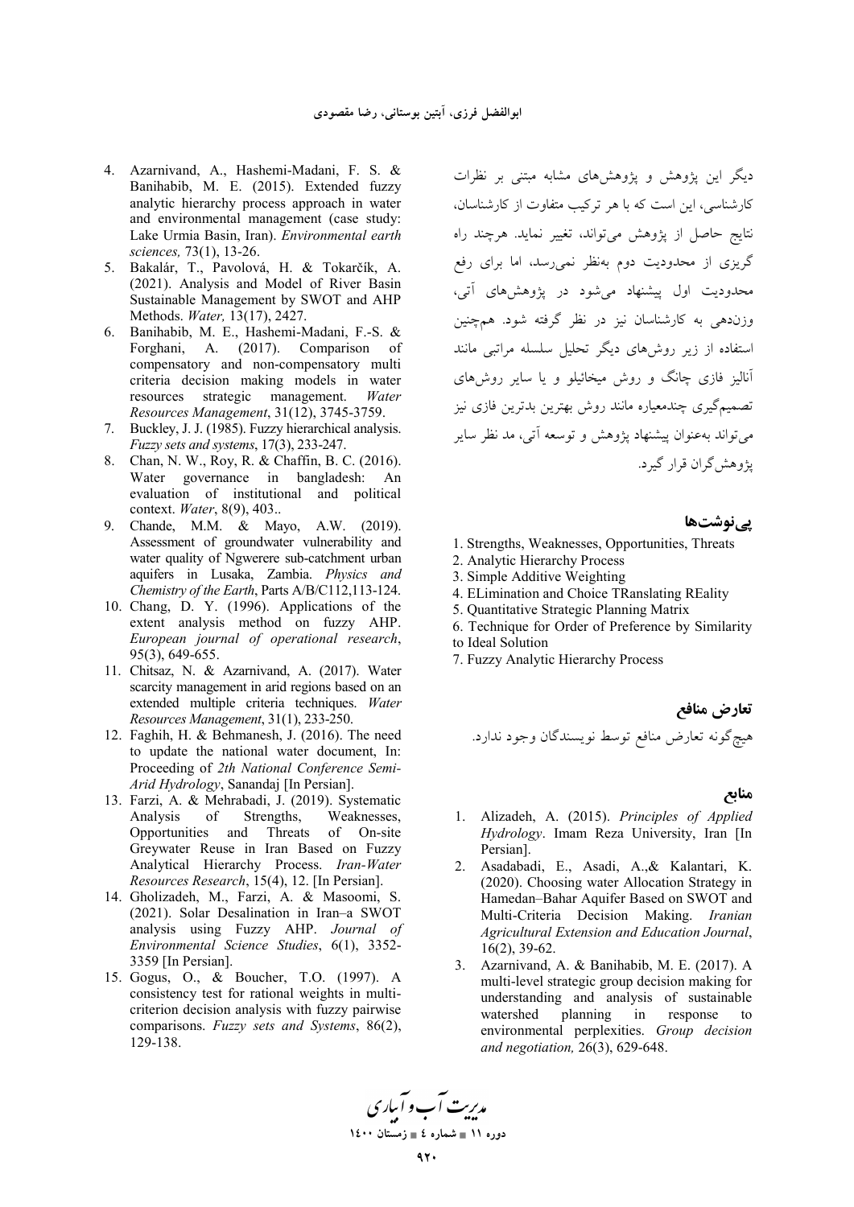دیگر این پژوهش و پژوهش‌های مشابه مبتنی بر نظرات کارشناسی، این است که با هر ترکیب متفاوت از کارشناسان، نتایج حاصل از پژوهش می‌تواند، تغییر نماید. هرچند راه گریزی از محدودیت دوم به‌نظر نمی‌رسد، اما برای رفع محدودیت اول پیشنهاد می‌شود در پژوهش‌های آتی، وزن‌دهی به کارشناسان نیز در نظر گرفته شود. هم‌چنین استفاده از زیر روش‌های دیگر تحلیل سلسله مراتبی مانند آنالیز فازی چانگ و روش میخائیلو و یا سایر روش‌های تصمیم‌گیری چندمعیاره مانند روش بهترین بدترین فازی نیز می‌تواند به‌عنوان پیشنهاد پژوهش و توسعه آتی، مد نظر سایر پژوهش‌گران قرار گیرد.

## پی‌نوشت‌ها

1. Strengths, Weaknesses, Opportunities, Threats
2. Analytic Hierarchy Process
3. Simple Additive Weighting
4. ELimination and Choice TRanslating REality
5. Quantitative Strategic Planning Matrix
6. Technique for Order of Preference by Similarity to Ideal Solution
7. Fuzzy Analytic Hierarchy Process

## تعارض منافع

هیچ‌گونه تعارض منافع توسط نویسندگان وجود ندارد.

## منابع

1. Alizadeh, A. (2015). *Principles of Applied Hydrology*. Imam Reza University, Iran [In Persian].
2. Asadabadi, E., Asadi, A.,& Kalantari, K. (2020). Choosing water Allocation Strategy in Hamedan–Bahar Aquifer Based on SWOT and Multi-Criteria Decision Making. *Iranian Agricultural Extension and Education Journal*, 16(2), 39-62.
3. Azarnivand, A. & Banihabib, M. E. (2017). A multi-level strategic group decision making for understanding and analysis of sustainable watershed planning in response to environmental perplexities. *Group decision and negotiation,* 26(3), 629-648.
4. Azarnivand, A., Hashemi-Madani, F. S. & Banihabib, M. E. (2015). Extended fuzzy analytic hierarchy process approach in water and environmental management (case study: Lake Urmia Basin, Iran). *Environmental earth sciences,* 73(1), 13-26.
5. Bakalár, T., Pavolová, H. & Tokarčík, A. (2021). Analysis and Model of River Basin Sustainable Management by SWOT and AHP Methods. *Water,* 13(17), 2427.
6. Banihabib, M. E., Hashemi-Madani, F.-S. & Forghani, A. (2017). Comparison of compensatory and non-compensatory multi criteria decision making models in water resources strategic management. *Water Resources Management*, 31(12), 3745-3759.
7. Buckley, J. J. (1985). Fuzzy hierarchical analysis. *Fuzzy sets and systems*, 17(3), 233-247.
8. Chan, N. W., Roy, R. & Chaffin, B. C. (2016). Water governance in bangladesh: An evaluation of institutional and political context. *Water*, 8(9), 403..
9. Chande, M.M. & Mayo, A.W. (2019). Assessment of groundwater vulnerability and water quality of Ngwerere sub-catchment urban aquifers in Lusaka, Zambia. *Physics and Chemistry of the Earth*, Parts A/B/C112,113-124.
10. Chang, D. Y. (1996). Applications of the extent analysis method on fuzzy AHP. *European journal of operational research*, 95(3), 649-655.
11. Chitsaz, N. & Azarnivand, A. (2017). Water scarcity management in arid regions based on an extended multiple criteria techniques. *Water Resources Management*, 31(1), 233-250.
12. Faghih, H. & Behmanesh, J. (2016). The need to update the national water document, In: Proceeding of *2th National Conference Semi-Arid Hydrology*, Sanandaj [In Persian].
13. Farzi, A. & Mehrabadi, J. (2019). Systematic Analysis of Strengths, Weaknesses, Opportunities and Threats of On-site Greywater Reuse in Iran Based on Fuzzy Analytical Hierarchy Process. *Iran-Water Resources Research*, 15(4), 12. [In Persian].
14. Gholizadeh, M., Farzi, A. & Masoomi, S. (2021). Solar Desalination in Iran–a SWOT analysis using Fuzzy AHP. *Journal of Environmental Science Studies*, 6(1), 3352-3359 [In Persian].
15. Gogus, O., & Boucher, T.O. (1997). A consistency test for rational weights in multi-criterion decision analysis with fuzzy pairwise comparisons. *Fuzzy sets and Systems*, 86(2), 129-138.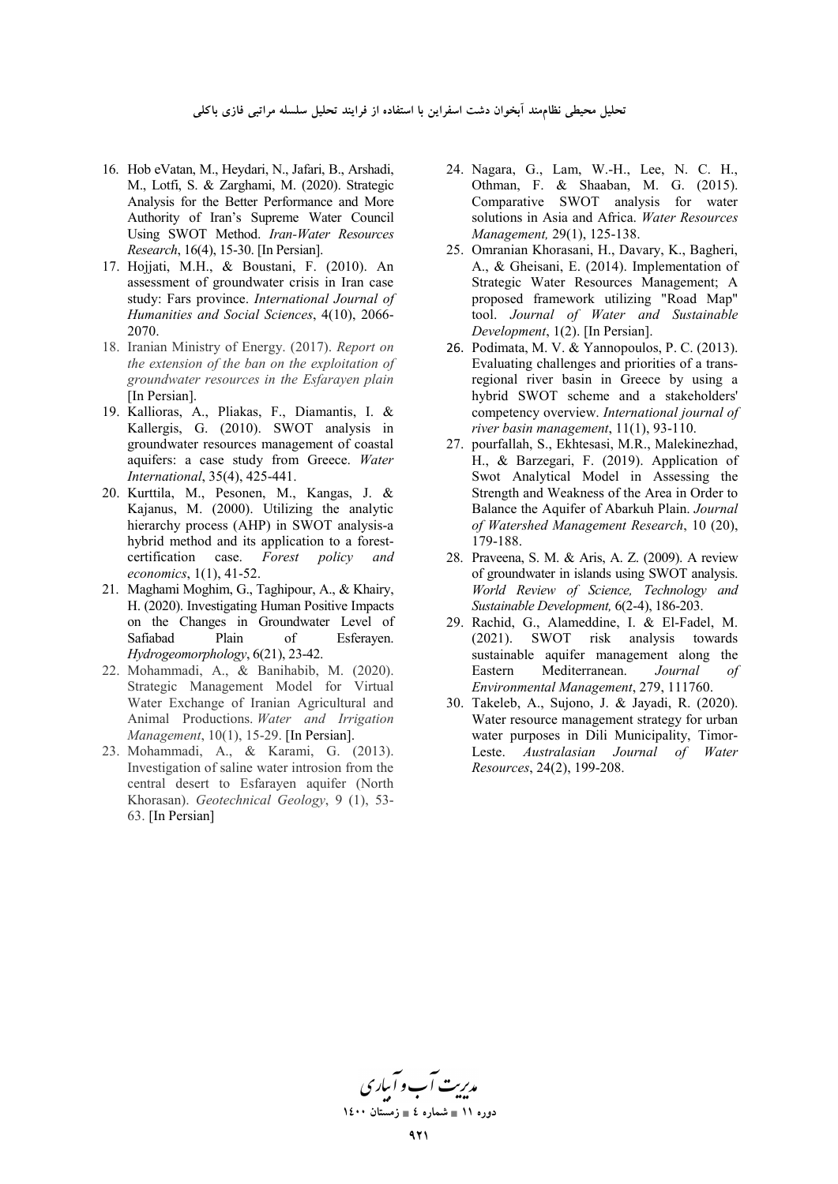16. Hob eVatan, M., Heydari, N., Jafari, B., Arshadi, M., Lotfi, S. & Zarghami, M. (2020). Strategic Analysis for the Better Performance and More Authority of Iran's Supreme Water Council Using SWOT Method. *Iran-Water Resources Research*, 16(4), 15-30. [In Persian].
17. Hojjati, M.H., & Boustani, F. (2010). An assessment of groundwater crisis in Iran case study: Fars province. *International Journal of Humanities and Social Sciences*, 4(10), 2066-2070.
18. Iranian Ministry of Energy. (2017). *Report on the extension of the ban on the exploitation of groundwater resources in the Esfarayen plain* [In Persian].
19. Kallioras, A., Pliakas, F., Diamantis, I. & Kallergis, G. (2010). SWOT analysis in groundwater resources management of coastal aquifers: a case study from Greece. *Water International*, 35(4), 425-441.
20. Kurttila, M., Pesonen, M., Kangas, J. & Kajanus, M. (2000). Utilizing the analytic hierarchy process (AHP) in SWOT analysis-a hybrid method and its application to a forest-certification case. *Forest policy and economics*, 1(1), 41-52.
21. Maghami Moghim, G., Taghipour, A., & Khairy, H. (2020). Investigating Human Positive Impacts on the Changes in Groundwater Level of Safiabad Plain of Esferayen. *Hydrogeomorphology*, 6(21), 23-42.
22. Mohammadi, A., & Banihabib, M. (2020). Strategic Management Model for Virtual Water Exchange of Iranian Agricultural and Animal Productions. *Water and Irrigation Management*, 10(1), 15-29. [In Persian].
23. Mohammadi, A., & Karami, G. (2013). Investigation of saline water introsion from the central desert to Esfarayen aquifer (North Khorasan). *Geotechnical Geology*, 9 (1), 53-63. [In Persian]
24. Nagara, G., Lam, W.-H., Lee, N. C. H., Othman, F. & Shaaban, M. G. (2015). Comparative SWOT analysis for water solutions in Asia and Africa. *Water Resources Management,* 29(1), 125-138.
25. Omranian Khorasani, H., Davary, K., Bagheri, A., & Gheisani, E. (2014). Implementation of Strategic Water Resources Management; A proposed framework utilizing "Road Map" tool. *Journal of Water and Sustainable Development*, 1(2). [In Persian].
26. Podimata, M. V. & Yannopoulos, P. C. (2013). Evaluating challenges and priorities of a trans-regional river basin in Greece by using a hybrid SWOT scheme and a stakeholders' competency overview. *International journal of river basin management*, 11(1), 93-110.
27. pourfallah, S., Ekhtesasi, M.R., Malekinezhad, H., & Barzegari, F. (2019). Application of Swot Analytical Model in Assessing the Strength and Weakness of the Area in Order to Balance the Aquifer of Abarkuh Plain. *Journal of Watershed Management Research*, 10 (20), 179-188.
28. Praveena, S. M. & Aris, A. Z. (2009). A review of groundwater in islands using SWOT analysis. *World Review of Science, Technology and Sustainable Development,* 6(2-4), 186-203.
29. Rachid, G., Alameddine, I. & El-Fadel, M. (2021). SWOT risk analysis towards sustainable aquifer management along the Eastern Mediterranean. *Journal of Environmental Management*, 279, 111760.
30. Takeleb, A., Sujono, J. & Jayadi, R. (2020). Water resource management strategy for urban water purposes in Dili Municipality, Timor-Leste. *Australasian Journal of Water Resources*, 24(2), 199-208.